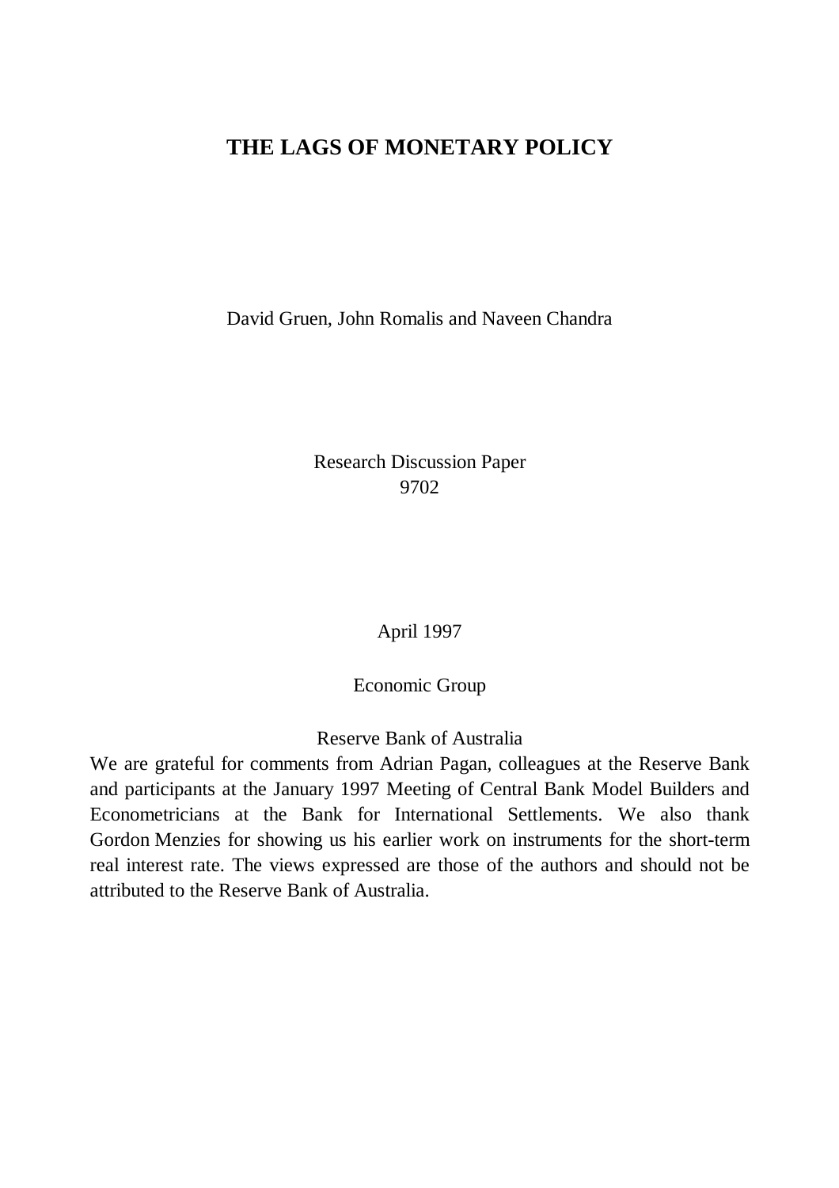# THE LAGS OF MONETARY POLICY

David Gruen, John Romalis and Naveen Chandra

Research Discussion Paper
9702

April 1997

Economic Group

Reserve Bank of Australia

We are grateful for comments from Adrian Pagan, colleagues at the Reserve Bank and participants at the January 1997 Meeting of Central Bank Model Builders and Econometricians at the Bank for International Settlements. We also thank Gordon Menzies for showing us his earlier work on instruments for the short-term real interest rate. The views expressed are those of the authors and should not be attributed to the Reserve Bank of Australia.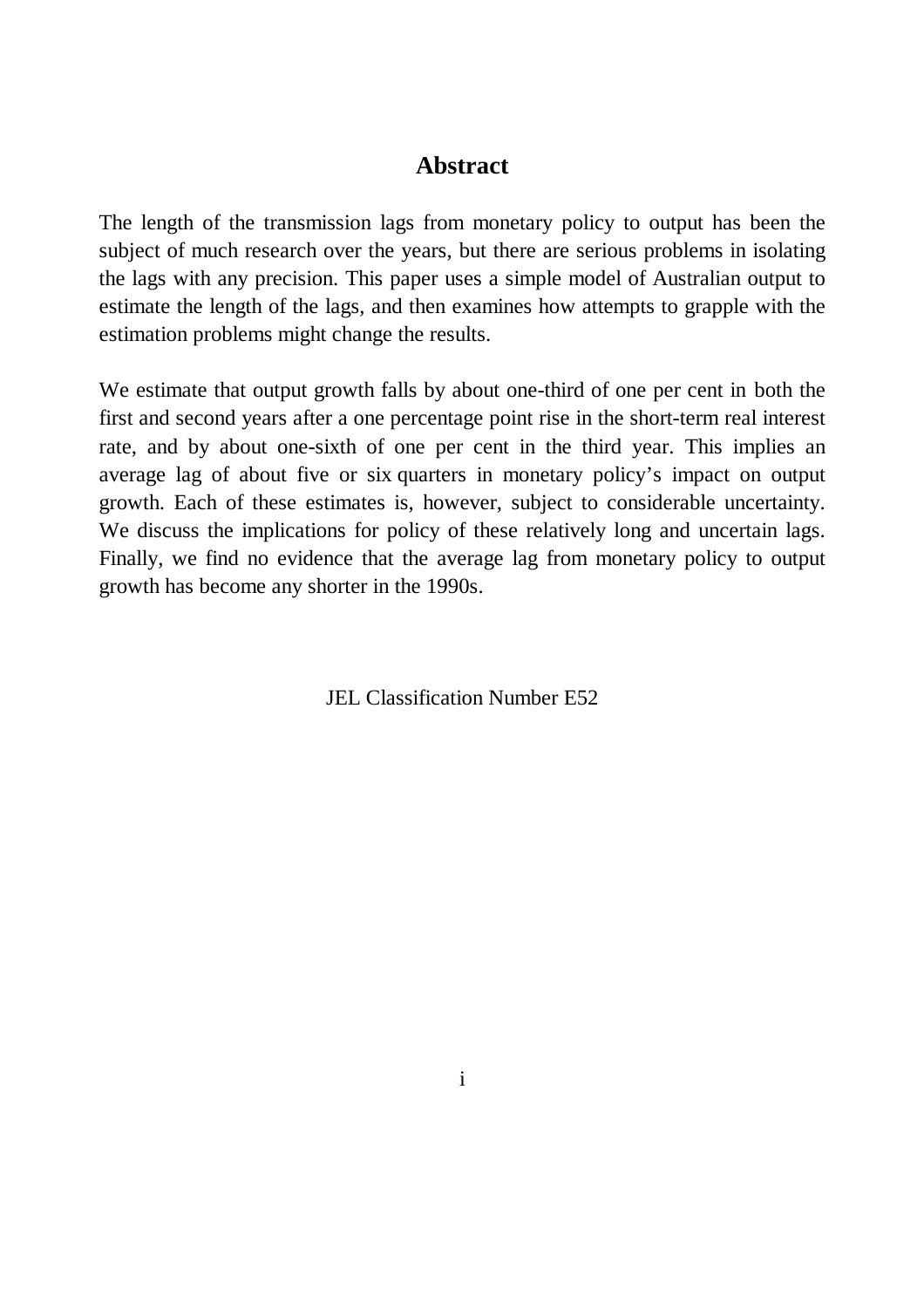# Abstract

The length of the transmission lags from monetary policy to output has been the subject of much research over the years, but there are serious problems in isolating the lags with any precision. This paper uses a simple model of Australian output to estimate the length of the lags, and then examines how attempts to grapple with the estimation problems might change the results.

We estimate that output growth falls by about one-third of one per cent in both the first and second years after a one percentage point rise in the short-term real interest rate, and by about one-sixth of one per cent in the third year. This implies an average lag of about five or six quarters in monetary policy's impact on output growth. Each of these estimates is, however, subject to considerable uncertainty. We discuss the implications for policy of these relatively long and uncertain lags. Finally, we find no evidence that the average lag from monetary policy to output growth has become any shorter in the 1990s.

JEL Classification Number E52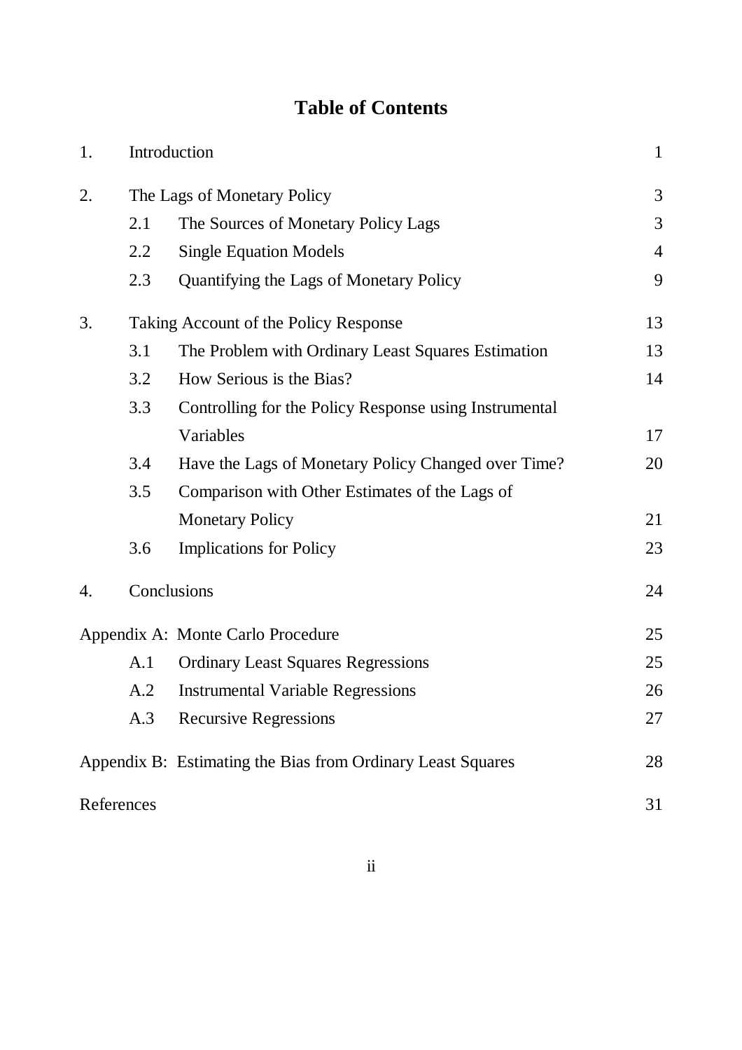# Table of Contents

| | | | |
|---|---|---|---|
| 1. | Introduction | | 1 |
| 2. | The Lags of Monetary Policy | | 3 |
| | 2.1 | The Sources of Monetary Policy Lags | 3 |
| | 2.2 | Single Equation Models | 4 |
| | 2.3 | Quantifying the Lags of Monetary Policy | 9 |
| 3. | Taking Account of the Policy Response | | 13 |
| | 3.1 | The Problem with Ordinary Least Squares Estimation | 13 |
| | 3.2 | How Serious is the Bias? | 14 |
| | 3.3 | Controlling for the Policy Response using Instrumental Variables | 17 |
| | 3.4 | Have the Lags of Monetary Policy Changed over Time? | 20 |
| | 3.5 | Comparison with Other Estimates of the Lags of Monetary Policy | 21 |
| | 3.6 | Implications for Policy | 23 |
| 4. | Conclusions | | 24 |
| Appendix A: Monte Carlo Procedure | | | 25 |
| | A.1 | Ordinary Least Squares Regressions | 25 |
| | A.2 | Instrumental Variable Regressions | 26 |
| | A.3 | Recursive Regressions | 27 |
| Appendix B: Estimating the Bias from Ordinary Least Squares | | | 28 |
| References | | | 31 |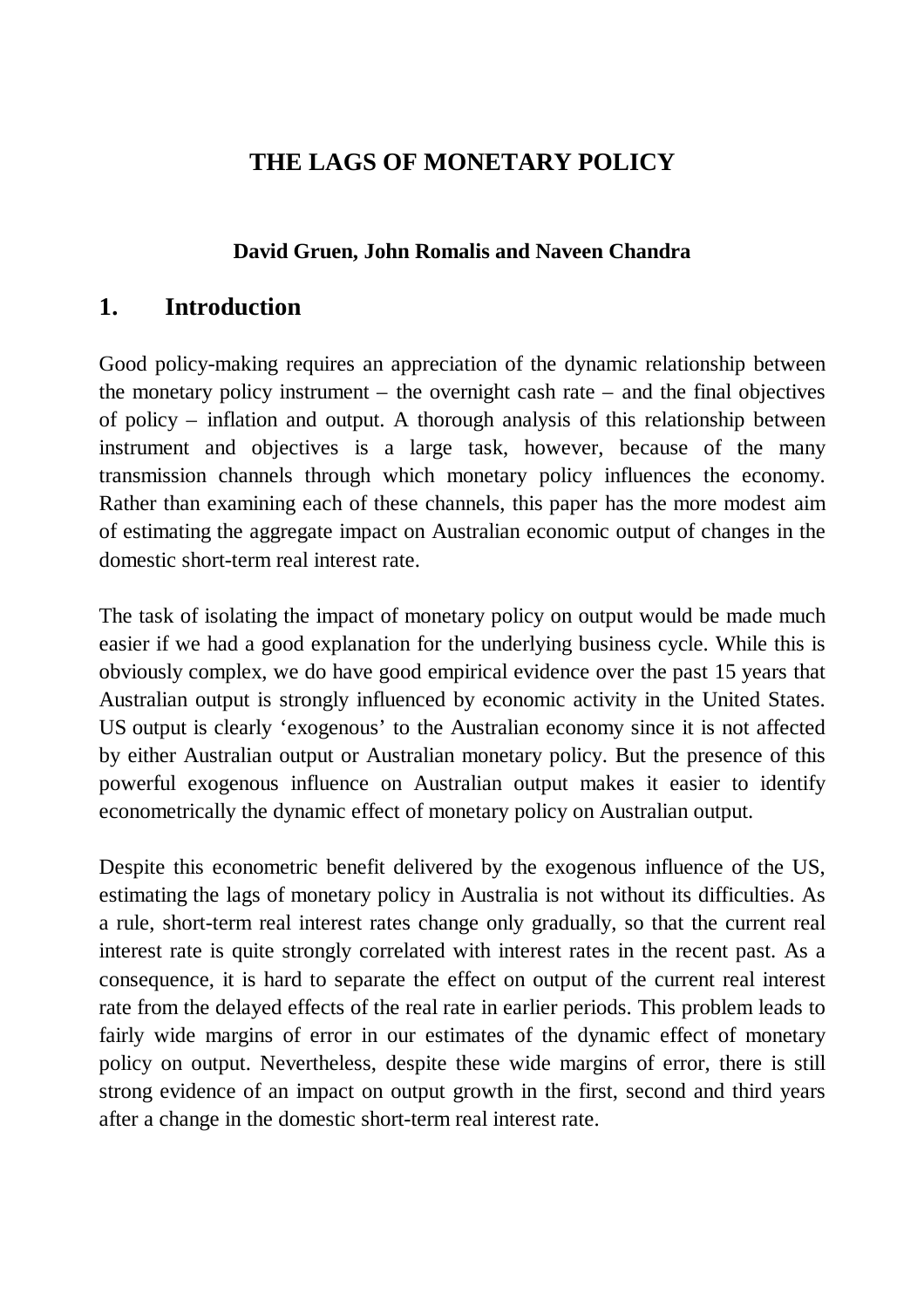# THE LAGS OF MONETARY POLICY

**David Gruen, John Romalis and Naveen Chandra**

## 1. Introduction

Good policy-making requires an appreciation of the dynamic relationship between the monetary policy instrument – the overnight cash rate – and the final objectives of policy – inflation and output. A thorough analysis of this relationship between instrument and objectives is a large task, however, because of the many transmission channels through which monetary policy influences the economy. Rather than examining each of these channels, this paper has the more modest aim of estimating the aggregate impact on Australian economic output of changes in the domestic short-term real interest rate.

The task of isolating the impact of monetary policy on output would be made much easier if we had a good explanation for the underlying business cycle. While this is obviously complex, we do have good empirical evidence over the past 15 years that Australian output is strongly influenced by economic activity in the United States. US output is clearly 'exogenous' to the Australian economy since it is not affected by either Australian output or Australian monetary policy. But the presence of this powerful exogenous influence on Australian output makes it easier to identify econometrically the dynamic effect of monetary policy on Australian output.

Despite this econometric benefit delivered by the exogenous influence of the US, estimating the lags of monetary policy in Australia is not without its difficulties. As a rule, short-term real interest rates change only gradually, so that the current real interest rate is quite strongly correlated with interest rates in the recent past. As a consequence, it is hard to separate the effect on output of the current real interest rate from the delayed effects of the real rate in earlier periods. This problem leads to fairly wide margins of error in our estimates of the dynamic effect of monetary policy on output. Nevertheless, despite these wide margins of error, there is still strong evidence of an impact on output growth in the first, second and third years after a change in the domestic short-term real interest rate.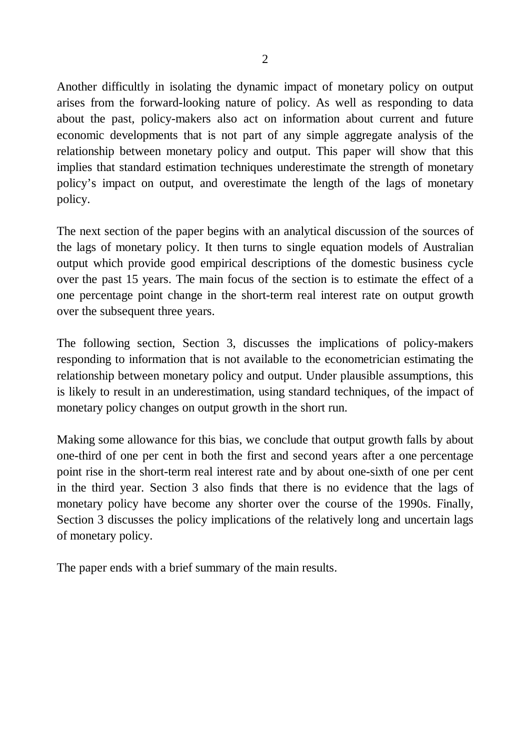Another difficultly in isolating the dynamic impact of monetary policy on output arises from the forward-looking nature of policy. As well as responding to data about the past, policy-makers also act on information about current and future economic developments that is not part of any simple aggregate analysis of the relationship between monetary policy and output. This paper will show that this implies that standard estimation techniques underestimate the strength of monetary policy's impact on output, and overestimate the length of the lags of monetary policy.

The next section of the paper begins with an analytical discussion of the sources of the lags of monetary policy. It then turns to single equation models of Australian output which provide good empirical descriptions of the domestic business cycle over the past 15 years. The main focus of the section is to estimate the effect of a one percentage point change in the short-term real interest rate on output growth over the subsequent three years.

The following section, Section 3, discusses the implications of policy-makers responding to information that is not available to the econometrician estimating the relationship between monetary policy and output. Under plausible assumptions, this is likely to result in an underestimation, using standard techniques, of the impact of monetary policy changes on output growth in the short run.

Making some allowance for this bias, we conclude that output growth falls by about one-third of one per cent in both the first and second years after a one percentage point rise in the short-term real interest rate and by about one-sixth of one per cent in the third year. Section 3 also finds that there is no evidence that the lags of monetary policy have become any shorter over the course of the 1990s. Finally, Section 3 discusses the policy implications of the relatively long and uncertain lags of monetary policy.

The paper ends with a brief summary of the main results.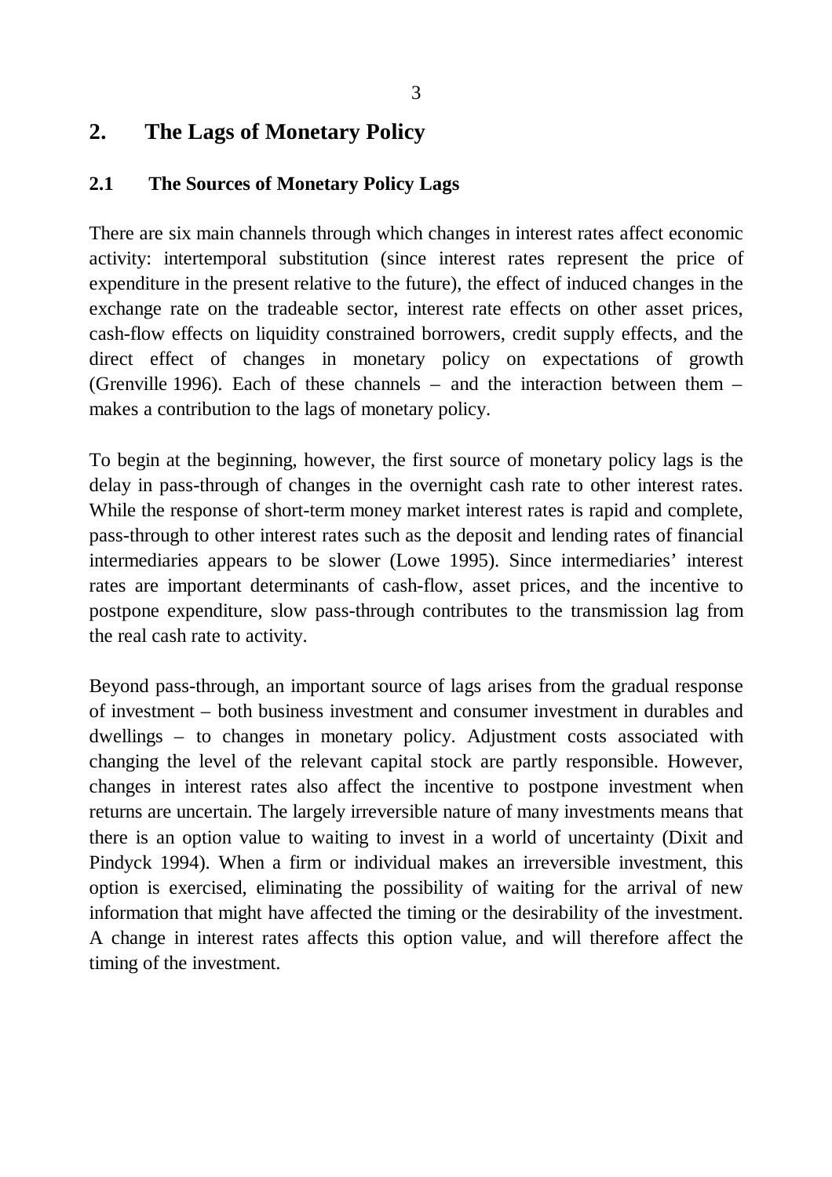## 2. The Lags of Monetary Policy

### 2.1 The Sources of Monetary Policy Lags

There are six main channels through which changes in interest rates affect economic activity: intertemporal substitution (since interest rates represent the price of expenditure in the present relative to the future), the effect of induced changes in the exchange rate on the tradeable sector, interest rate effects on other asset prices, cash-flow effects on liquidity constrained borrowers, credit supply effects, and the direct effect of changes in monetary policy on expectations of growth (Grenville 1996). Each of these channels – and the interaction between them – makes a contribution to the lags of monetary policy.

To begin at the beginning, however, the first source of monetary policy lags is the delay in pass-through of changes in the overnight cash rate to other interest rates. While the response of short-term money market interest rates is rapid and complete, pass-through to other interest rates such as the deposit and lending rates of financial intermediaries appears to be slower (Lowe 1995). Since intermediaries' interest rates are important determinants of cash-flow, asset prices, and the incentive to postpone expenditure, slow pass-through contributes to the transmission lag from the real cash rate to activity.

Beyond pass-through, an important source of lags arises from the gradual response of investment – both business investment and consumer investment in durables and dwellings – to changes in monetary policy. Adjustment costs associated with changing the level of the relevant capital stock are partly responsible. However, changes in interest rates also affect the incentive to postpone investment when returns are uncertain. The largely irreversible nature of many investments means that there is an option value to waiting to invest in a world of uncertainty (Dixit and Pindyck 1994). When a firm or individual makes an irreversible investment, this option is exercised, eliminating the possibility of waiting for the arrival of new information that might have affected the timing or the desirability of the investment. A change in interest rates affects this option value, and will therefore affect the timing of the investment.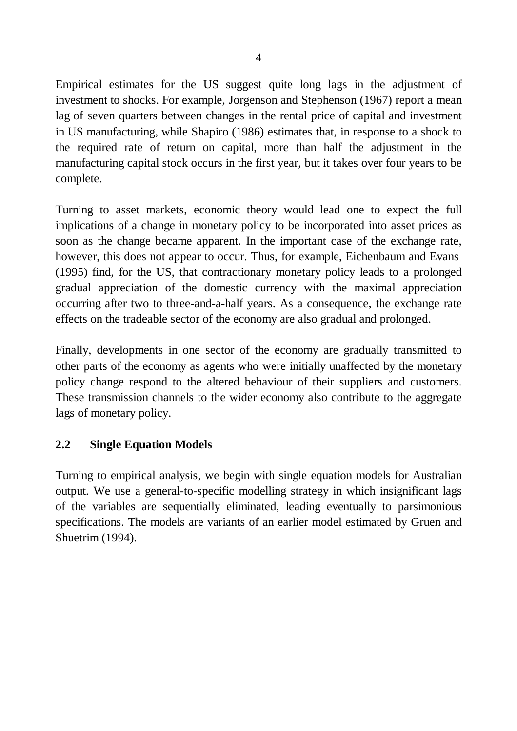Empirical estimates for the US suggest quite long lags in the adjustment of investment to shocks. For example, Jorgenson and Stephenson (1967) report a mean lag of seven quarters between changes in the rental price of capital and investment in US manufacturing, while Shapiro (1986) estimates that, in response to a shock to the required rate of return on capital, more than half the adjustment in the manufacturing capital stock occurs in the first year, but it takes over four years to be complete.

Turning to asset markets, economic theory would lead one to expect the full implications of a change in monetary policy to be incorporated into asset prices as soon as the change became apparent. In the important case of the exchange rate, however, this does not appear to occur. Thus, for example, Eichenbaum and Evans (1995) find, for the US, that contractionary monetary policy leads to a prolonged gradual appreciation of the domestic currency with the maximal appreciation occurring after two to three-and-a-half years. As a consequence, the exchange rate effects on the tradeable sector of the economy are also gradual and prolonged.

Finally, developments in one sector of the economy are gradually transmitted to other parts of the economy as agents who were initially unaffected by the monetary policy change respond to the altered behaviour of their suppliers and customers. These transmission channels to the wider economy also contribute to the aggregate lags of monetary policy.

## 2.2 Single Equation Models

Turning to empirical analysis, we begin with single equation models for Australian output. We use a general-to-specific modelling strategy in which insignificant lags of the variables are sequentially eliminated, leading eventually to parsimonious specifications. The models are variants of an earlier model estimated by Gruen and Shuetrim (1994).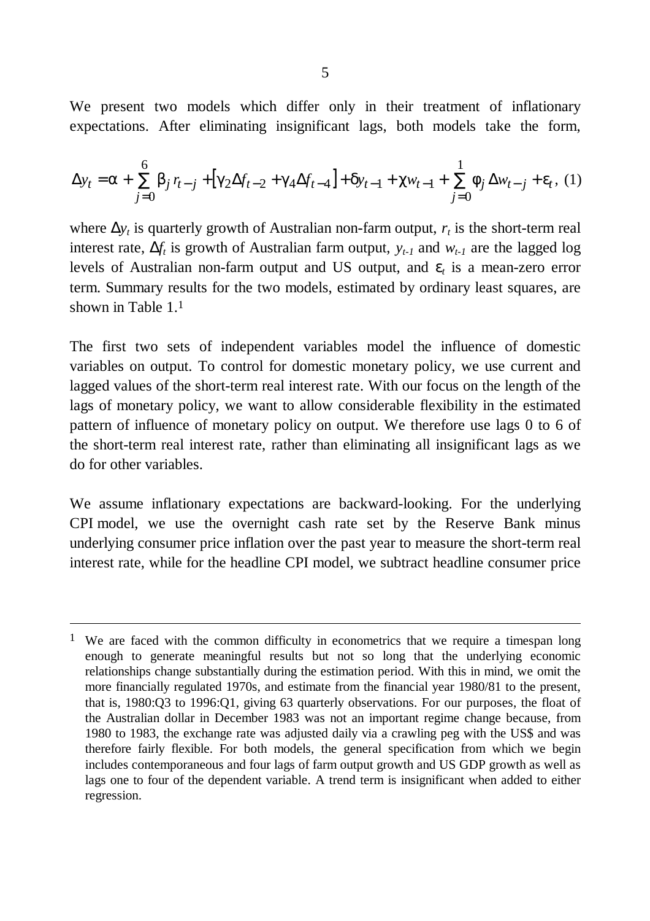We present two models which differ only in their treatment of inflationary expectations. After eliminating insignificant lags, both models take the form,

$$\Delta y_t = \alpha + \sum_{j=0}^{6} \beta_j r_{t-j} + \left[\gamma_2 \Delta f_{t-2} + \gamma_4 \Delta f_{t-4}\right] + \delta y_{t-1} + \chi w_{t-1} + \sum_{j=0}^{1} \phi_j \Delta w_{t-j} + \varepsilon_t, \quad (1)$$

where $\Delta y_t$ is quarterly growth of Australian non-farm output, $r_t$ is the short-term real interest rate, $\Delta f_t$ is growth of Australian farm output, $y_{t-1}$ and $w_{t-1}$ are the lagged log levels of Australian non-farm output and US output, and $\varepsilon_t$ is a mean-zero error term. Summary results for the two models, estimated by ordinary least squares, are shown in Table 1.[1]

The first two sets of independent variables model the influence of domestic variables on output. To control for domestic monetary policy, we use current and lagged values of the short-term real interest rate. With our focus on the length of the lags of monetary policy, we want to allow considerable flexibility in the estimated pattern of influence of monetary policy on output. We therefore use lags 0 to 6 of the short-term real interest rate, rather than eliminating all insignificant lags as we do for other variables.

We assume inflationary expectations are backward-looking. For the underlying CPI model, we use the overnight cash rate set by the Reserve Bank minus underlying consumer price inflation over the past year to measure the short-term real interest rate, while for the headline CPI model, we subtract headline consumer price

---

[1] We are faced with the common difficulty in econometrics that we require a timespan long enough to generate meaningful results but not so long that the underlying economic relationships change substantially during the estimation period. With this in mind, we omit the more financially regulated 1970s, and estimate from the financial year 1980/81 to the present, that is, 1980:Q3 to 1996:Q1, giving 63 quarterly observations. For our purposes, the float of the Australian dollar in December 1983 was not an important regime change because, from 1980 to 1983, the exchange rate was adjusted daily via a crawling peg with the US$ and was therefore fairly flexible. For both models, the general specification from which we begin includes contemporaneous and four lags of farm output growth and US GDP growth as well as lags one to four of the dependent variable. A trend term is insignificant when added to either regression.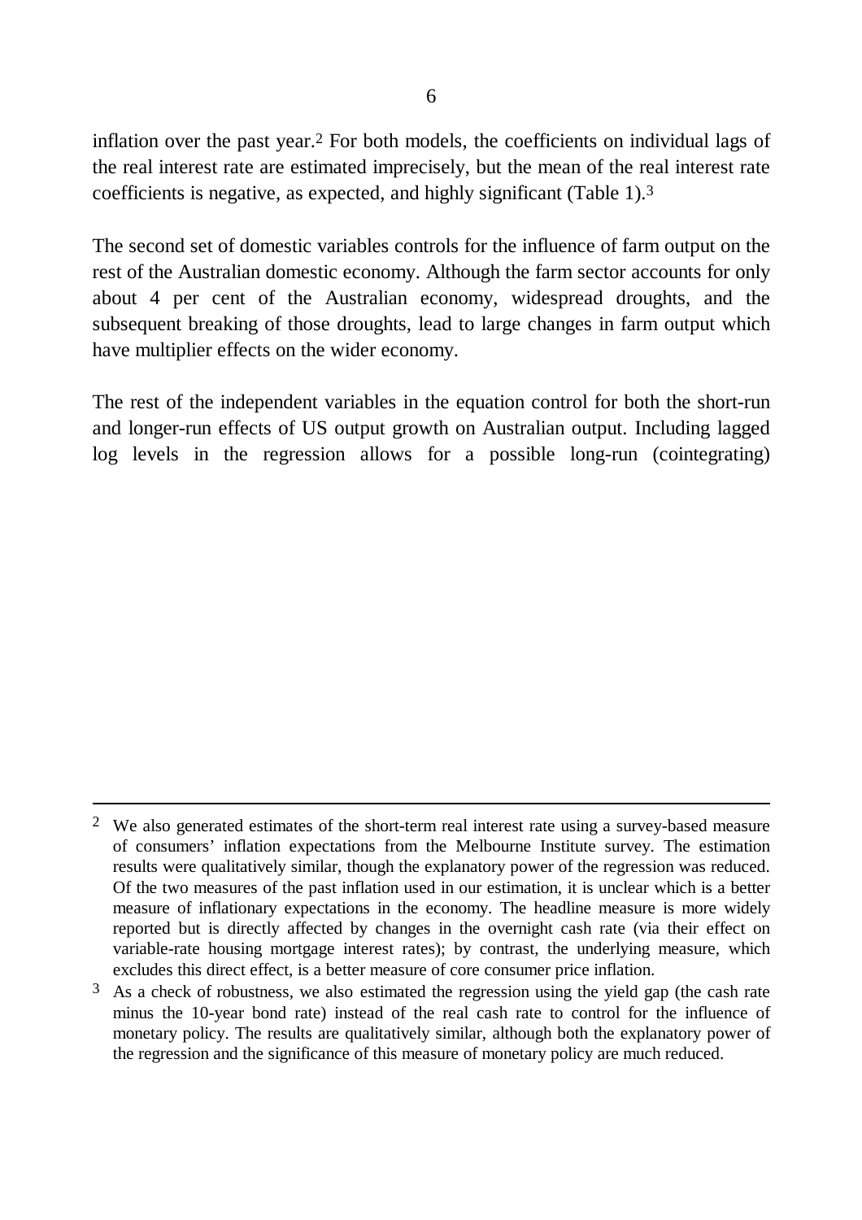inflation over the past year.[2] For both models, the coefficients on individual lags of the real interest rate are estimated imprecisely, but the mean of the real interest rate coefficients is negative, as expected, and highly significant (Table 1).[3]

The second set of domestic variables controls for the influence of farm output on the rest of the Australian domestic economy. Although the farm sector accounts for only about 4 per cent of the Australian economy, widespread droughts, and the subsequent breaking of those droughts, lead to large changes in farm output which have multiplier effects on the wider economy.

The rest of the independent variables in the equation control for both the short-run and longer-run effects of US output growth on Australian output. Including lagged log levels in the regression allows for a possible long-run (cointegrating)

---

[2] We also generated estimates of the short-term real interest rate using a survey-based measure of consumers' inflation expectations from the Melbourne Institute survey. The estimation results were qualitatively similar, though the explanatory power of the regression was reduced. Of the two measures of the past inflation used in our estimation, it is unclear which is a better measure of inflationary expectations in the economy. The headline measure is more widely reported but is directly affected by changes in the overnight cash rate (via their effect on variable-rate housing mortgage interest rates); by contrast, the underlying measure, which excludes this direct effect, is a better measure of core consumer price inflation.

[3] As a check of robustness, we also estimated the regression using the yield gap (the cash rate minus the 10-year bond rate) instead of the real cash rate to control for the influence of monetary policy. The results are qualitatively similar, although both the explanatory power of the regression and the significance of this measure of monetary policy are much reduced.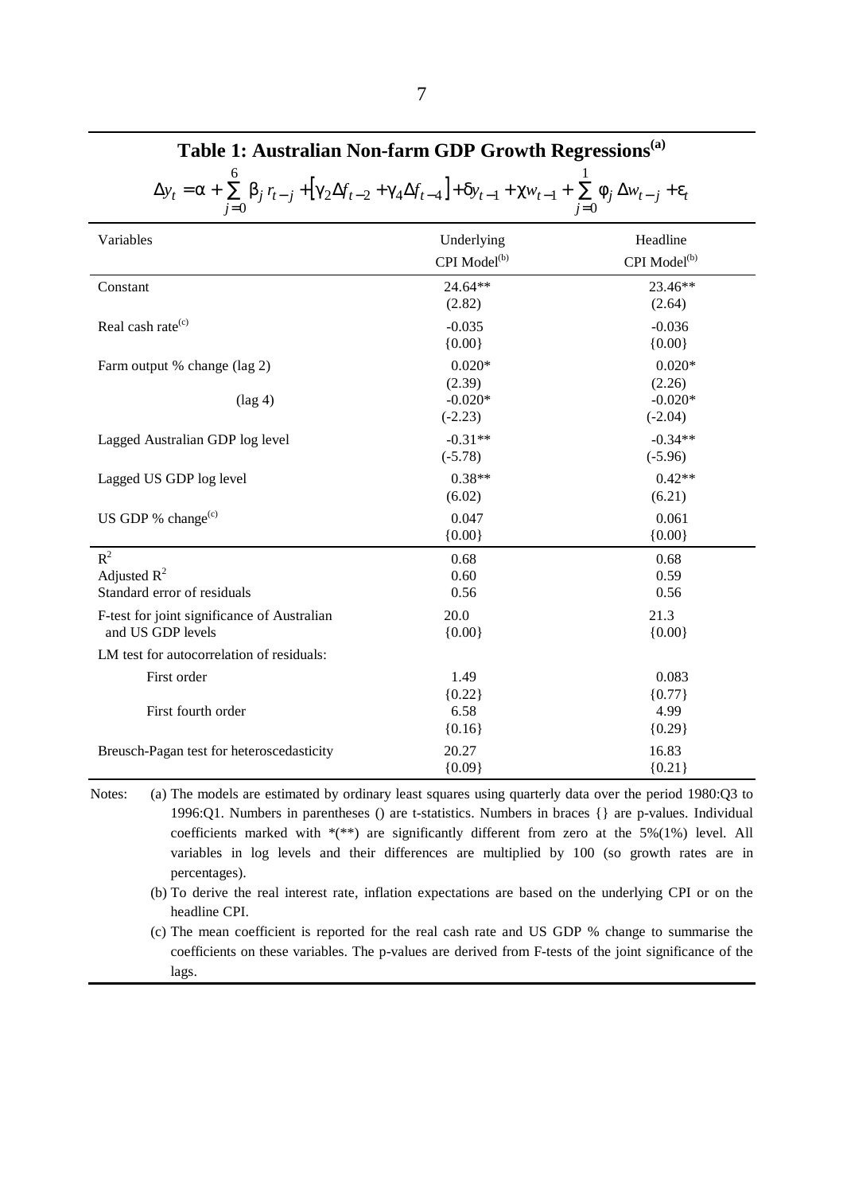## Table 1: Australian Non-farm GDP Growth Regressions[(a)]

$$\Delta y_t = \alpha + \sum_{j=0}^{6} \beta_j r_{t-j} + \left[\gamma_2 \Delta f_{t-2} + \gamma_4 \Delta f_{t-4}\right] + \delta y_{t-1} + \chi w_{t-1} + \sum_{j=0}^{1} \phi_j \Delta w_{t-j} + \varepsilon_t$$

| Variables | Underlying CPI Model[(b)] | Headline CPI Model[(b)] |
|---|---|---|
| Constant | 24.64** | 23.46** |
| | (2.82) | (2.64) |
| Real cash rate[(c)] | -0.035 | -0.036 |
| | {0.00} | {0.00} |
| Farm output % change (lag 2) | 0.020* | 0.020* |
| | (2.39) | (2.26) |
| (lag 4) | -0.020* | -0.020* |
| | (-2.23) | (-2.04) |
| Lagged Australian GDP log level | -0.31** | -0.34** |
| | (-5.78) | (-5.96) |
| Lagged US GDP log level | 0.38** | 0.42** |
| | (6.02) | (6.21) |
| US GDP % change[(c)] | 0.047 | 0.061 |
| | {0.00} | {0.00} |
| $R^2$ | 0.68 | 0.68 |
| Adjusted $R^2$ | 0.60 | 0.59 |
| Standard error of residuals | 0.56 | 0.56 |
| F-test for joint significance of Australian and US GDP levels | 20.0 | 21.3 |
| | {0.00} | {0.00} |
| LM test for autocorrelation of residuals: | | |
| First order | 1.49 | 0.083 |
| | {0.22} | {0.77} |
| First fourth order | 6.58 | 4.99 |
| | {0.16} | {0.29} |
| Breusch-Pagan test for heteroscedasticity | 20.27 | 16.83 |
| | {0.09} | {0.21} |

Notes: (a) The models are estimated by ordinary least squares using quarterly data over the period 1980:Q3 to 1996:Q1. Numbers in parentheses () are t-statistics. Numbers in braces {} are p-values. Individual coefficients marked with *(**) are significantly different from zero at the 5%(1%) level. All variables in log levels and their differences are multiplied by 100 (so growth rates are in percentages).

(b) To derive the real interest rate, inflation expectations are based on the underlying CPI or on the headline CPI.

(c) The mean coefficient is reported for the real cash rate and US GDP % change to summarise the coefficients on these variables. The p-values are derived from F-tests of the joint significance of the lags.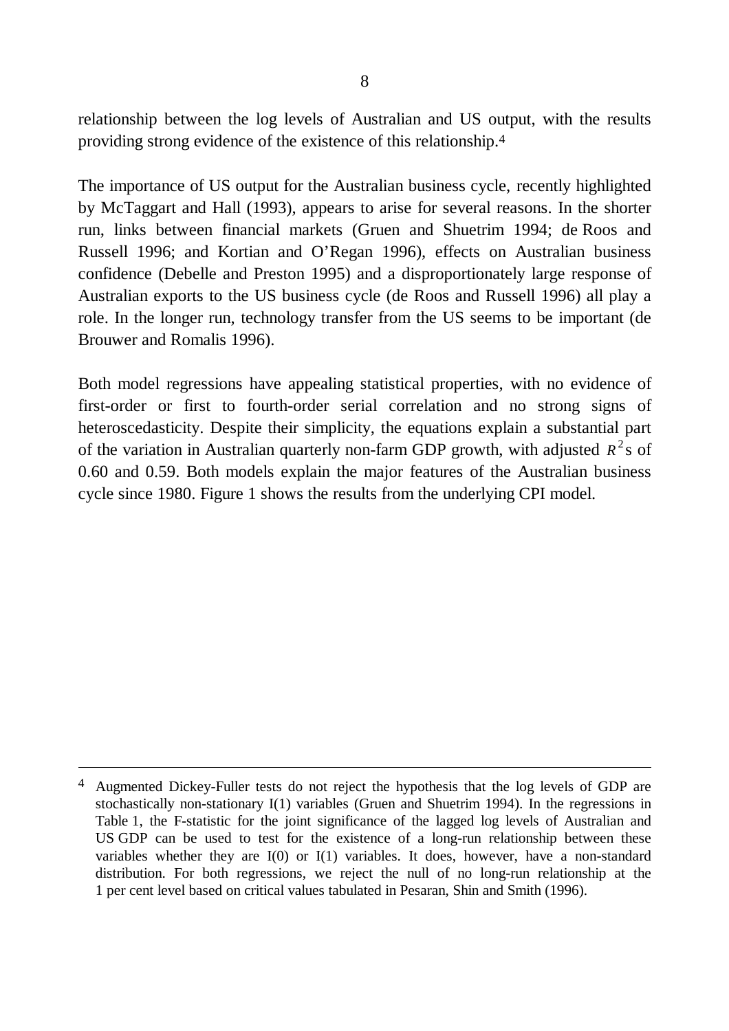relationship between the log levels of Australian and US output, with the results providing strong evidence of the existence of this relationship.[4]

The importance of US output for the Australian business cycle, recently highlighted by McTaggart and Hall (1993), appears to arise for several reasons. In the shorter run, links between financial markets (Gruen and Shuetrim 1994; de Roos and Russell 1996; and Kortian and O'Regan 1996), effects on Australian business confidence (Debelle and Preston 1995) and a disproportionately large response of Australian exports to the US business cycle (de Roos and Russell 1996) all play a role. In the longer run, technology transfer from the US seems to be important (de Brouwer and Romalis 1996).

Both model regressions have appealing statistical properties, with no evidence of first-order or first to fourth-order serial correlation and no strong signs of heteroscedasticity. Despite their simplicity, the equations explain a substantial part of the variation in Australian quarterly non-farm GDP growth, with adjusted $R^2$s of 0.60 and 0.59. Both models explain the major features of the Australian business cycle since 1980. Figure 1 shows the results from the underlying CPI model.

---

[4] Augmented Dickey-Fuller tests do not reject the hypothesis that the log levels of GDP are stochastically non-stationary I(1) variables (Gruen and Shuetrim 1994). In the regressions in Table 1, the F-statistic for the joint significance of the lagged log levels of Australian and US GDP can be used to test for the existence of a long-run relationship between these variables whether they are I(0) or I(1) variables. It does, however, have a non-standard distribution. For both regressions, we reject the null of no long-run relationship at the 1 per cent level based on critical values tabulated in Pesaran, Shin and Smith (1996).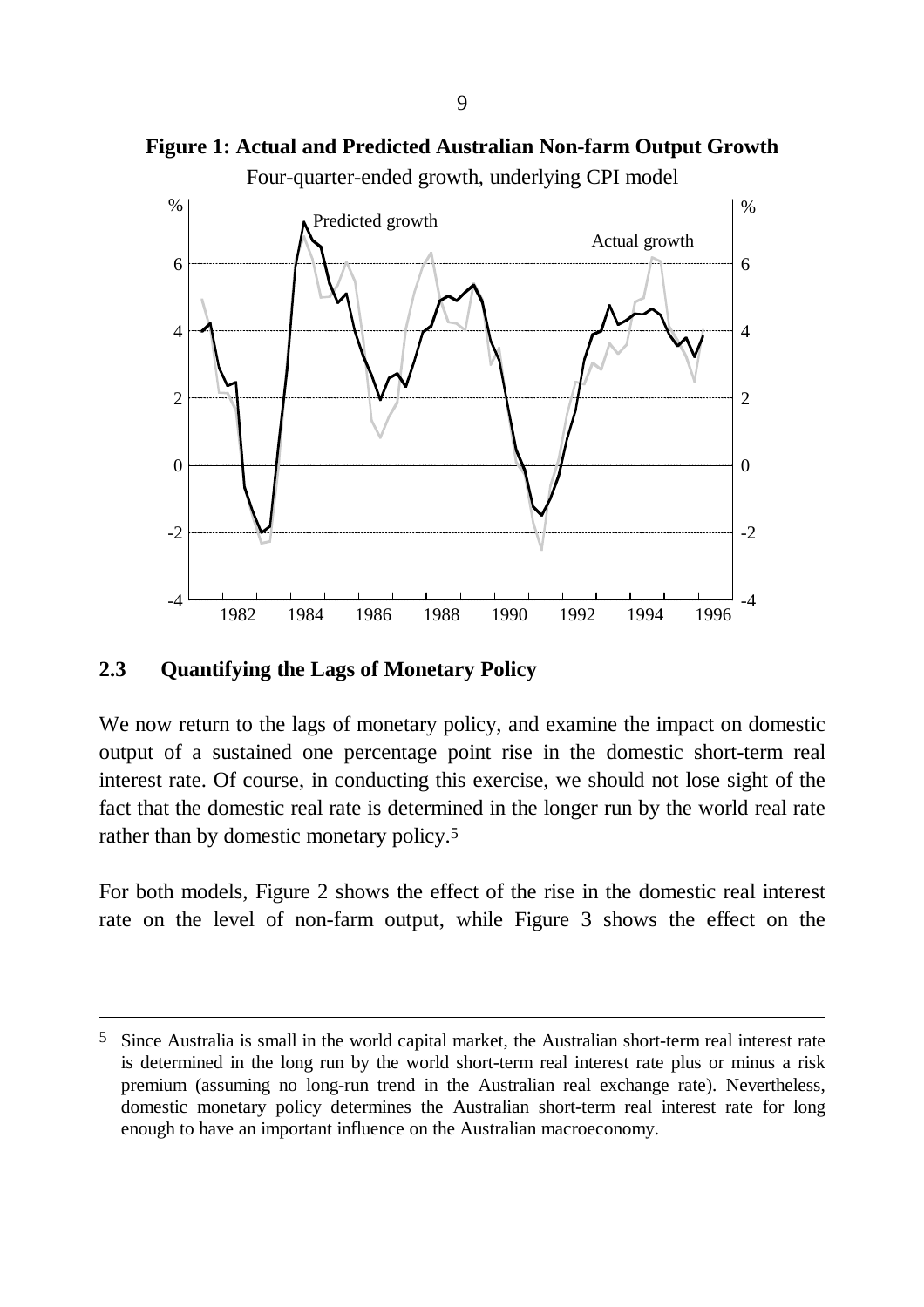**Figure 1: Actual and Predicted Australian Non-farm Output Growth**

Four-quarter-ended growth, underlying CPI model

## 2.3 Quantifying the Lags of Monetary Policy

We now return to the lags of monetary policy, and examine the impact on domestic output of a sustained one percentage point rise in the domestic short-term real interest rate. Of course, in conducting this exercise, we should not lose sight of the fact that the domestic real rate is determined in the longer run by the world real rate rather than by domestic monetary policy.[5]

For both models, Figure 2 shows the effect of the rise in the domestic real interest rate on the level of non-farm output, while Figure 3 shows the effect on the

---

[5] Since Australia is small in the world capital market, the Australian short-term real interest rate is determined in the long run by the world short-term real interest rate plus or minus a risk premium (assuming no long-run trend in the Australian real exchange rate). Nevertheless, domestic monetary policy determines the Australian short-term real interest rate for long enough to have an important influence on the Australian macroeconomy.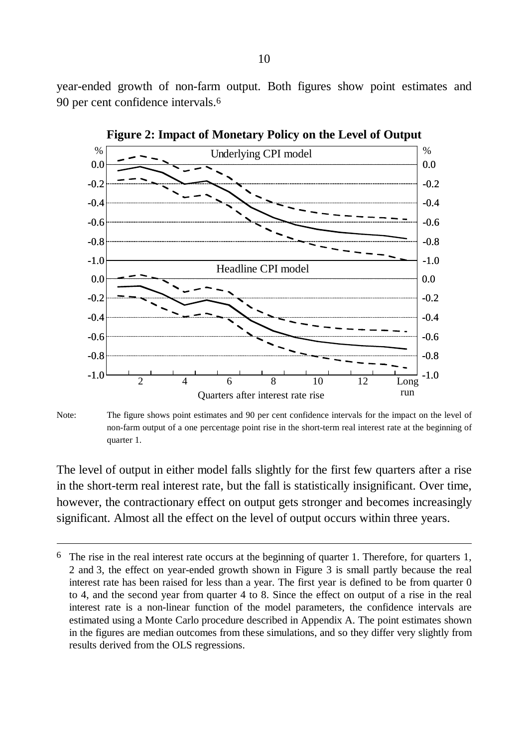year-ended growth of non-farm output. Both figures show point estimates and 90 per cent confidence intervals.[6]

**Figure 2: Impact of Monetary Policy on the Level of Output**

Note: The figure shows point estimates and 90 per cent confidence intervals for the impact on the level of non-farm output of a one percentage point rise in the short-term real interest rate at the beginning of quarter 1.

The level of output in either model falls slightly for the first few quarters after a rise in the short-term real interest rate, but the fall is statistically insignificant. Over time, however, the contractionary effect on output gets stronger and becomes increasingly significant. Almost all the effect on the level of output occurs within three years.

---

6 The rise in the real interest rate occurs at the beginning of quarter 1. Therefore, for quarters 1, 2 and 3, the effect on year-ended growth shown in Figure 3 is small partly because the real interest rate has been raised for less than a year. The first year is defined to be from quarter 0 to 4, and the second year from quarter 4 to 8. Since the effect on output of a rise in the real interest rate is a non-linear function of the model parameters, the confidence intervals are estimated using a Monte Carlo procedure described in Appendix A. The point estimates shown in the figures are median outcomes from these simulations, and so they differ very slightly from results derived from the OLS regressions.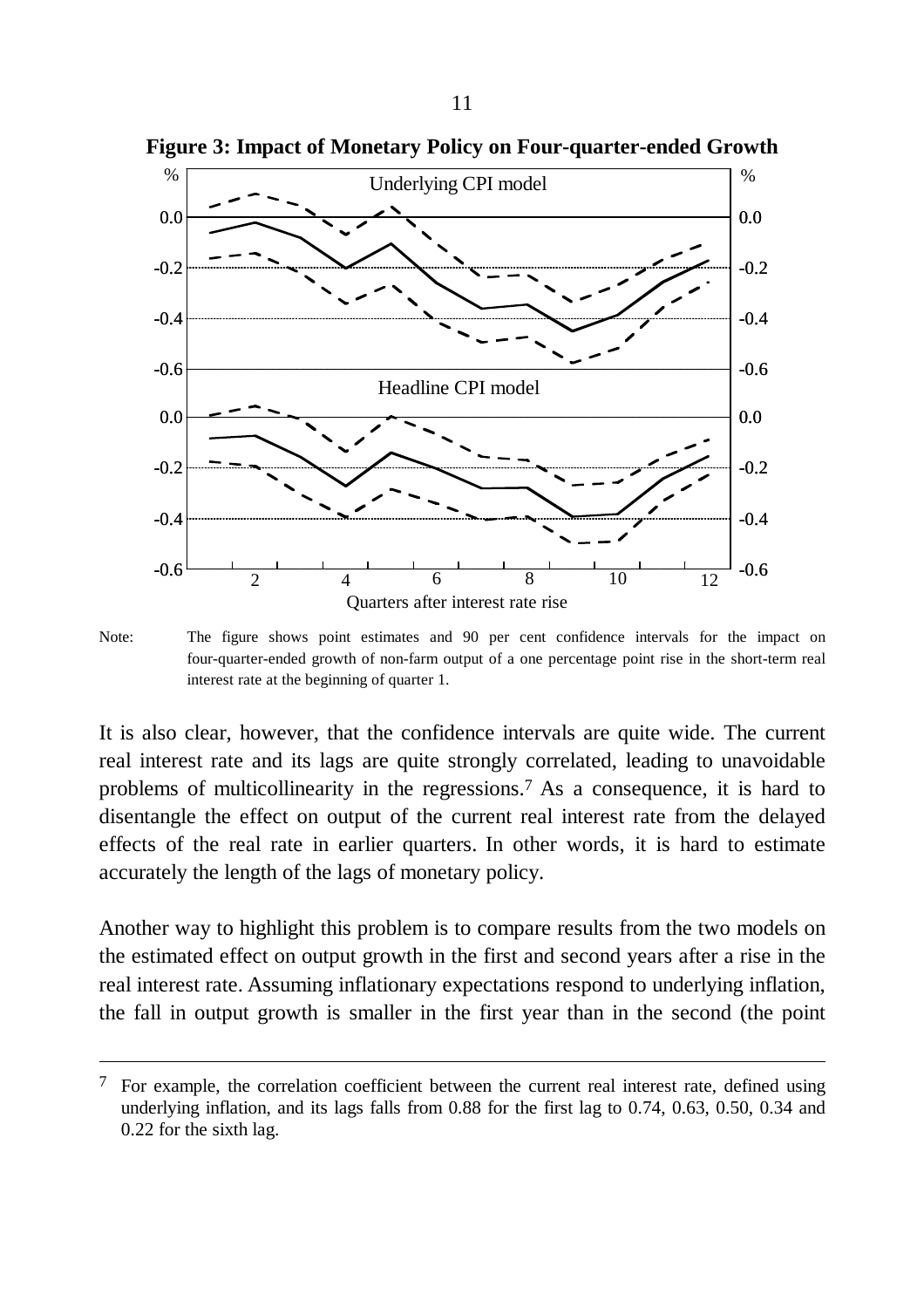**Figure 3: Impact of Monetary Policy on Four-quarter-ended Growth**

Note: The figure shows point estimates and 90 per cent confidence intervals for the impact on four-quarter-ended growth of non-farm output of a one percentage point rise in the short-term real interest rate at the beginning of quarter 1.

It is also clear, however, that the confidence intervals are quite wide. The current real interest rate and its lags are quite strongly correlated, leading to unavoidable problems of multicollinearity in the regressions.[7] As a consequence, it is hard to disentangle the effect on output of the current real interest rate from the delayed effects of the real rate in earlier quarters. In other words, it is hard to estimate accurately the length of the lags of monetary policy.

Another way to highlight this problem is to compare results from the two models on the estimated effect on output growth in the first and second years after a rise in the real interest rate. Assuming inflationary expectations respond to underlying inflation, the fall in output growth is smaller in the first year than in the second (the point

[7] For example, the correlation coefficient between the current real interest rate, defined using underlying inflation, and its lags falls from 0.88 for the first lag to 0.74, 0.63, 0.50, 0.34 and 0.22 for the sixth lag.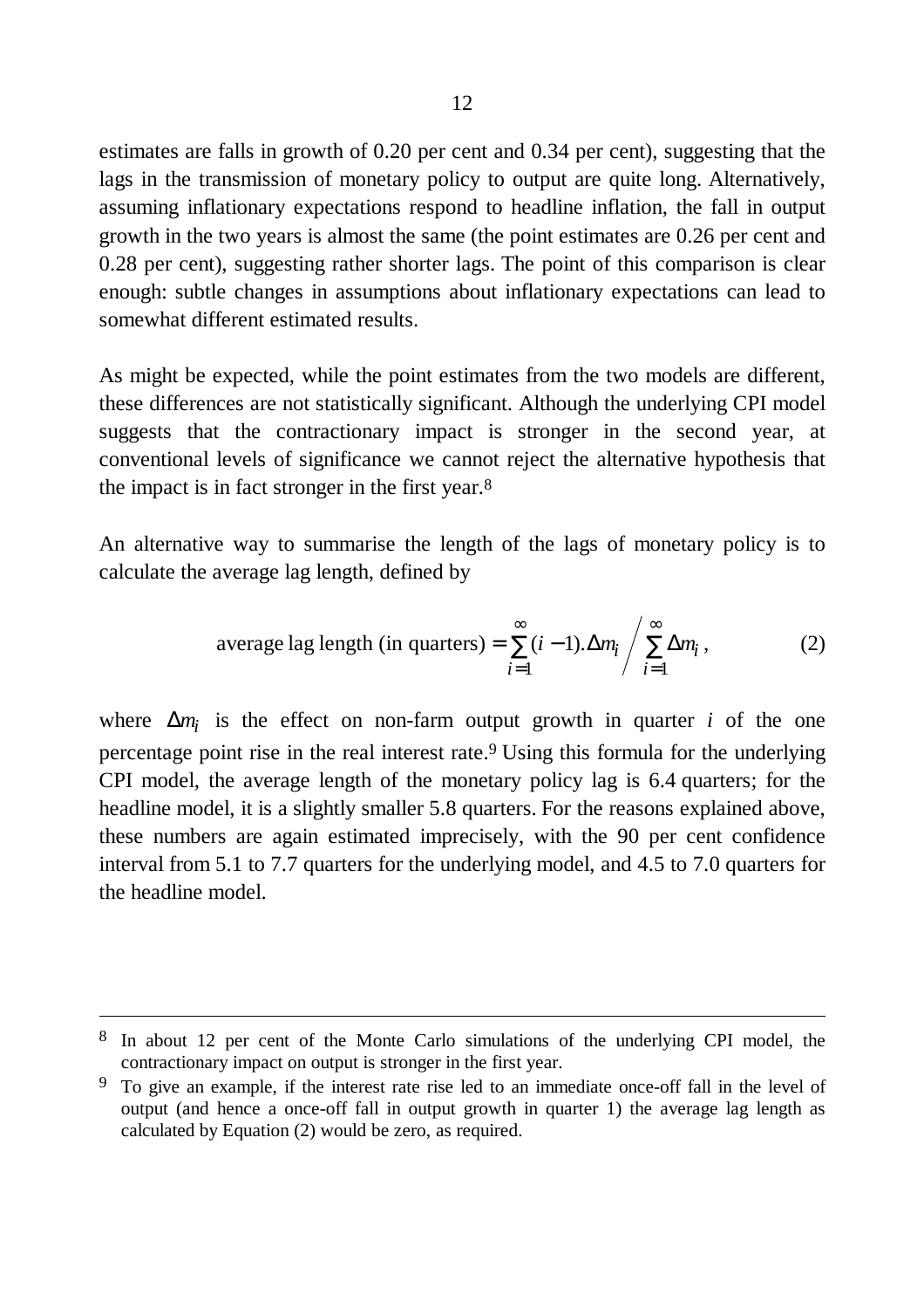estimates are falls in growth of 0.20 per cent and 0.34 per cent), suggesting that the lags in the transmission of monetary policy to output are quite long. Alternatively, assuming inflationary expectations respond to headline inflation, the fall in output growth in the two years is almost the same (the point estimates are 0.26 per cent and 0.28 per cent), suggesting rather shorter lags. The point of this comparison is clear enough: subtle changes in assumptions about inflationary expectations can lead to somewhat different estimated results.

As might be expected, while the point estimates from the two models are different, these differences are not statistically significant. Although the underlying CPI model suggests that the contractionary impact is stronger in the second year, at conventional levels of significance we cannot reject the alternative hypothesis that the impact is in fact stronger in the first year.[8]

An alternative way to summarise the length of the lags of monetary policy is to calculate the average lag length, defined by

$$\text{average lag length (in quarters)} = \sum_{i=1}^{\infty}(i-1).\Delta m_i \Bigg/ \sum_{i=1}^{\infty}\Delta m_i \,, \tag{2}$$

where $\Delta m_i$ is the effect on non-farm output growth in quarter $i$ of the one percentage point rise in the real interest rate.[9] Using this formula for the underlying CPI model, the average length of the monetary policy lag is 6.4 quarters; for the headline model, it is a slightly smaller 5.8 quarters. For the reasons explained above, these numbers are again estimated imprecisely, with the 90 per cent confidence interval from 5.1 to 7.7 quarters for the underlying model, and 4.5 to 7.0 quarters for the headline model.

---

[8] In about 12 per cent of the Monte Carlo simulations of the underlying CPI model, the contractionary impact on output is stronger in the first year.

[9] To give an example, if the interest rate rise led to an immediate once-off fall in the level of output (and hence a once-off fall in output growth in quarter 1) the average lag length as calculated by Equation (2) would be zero, as required.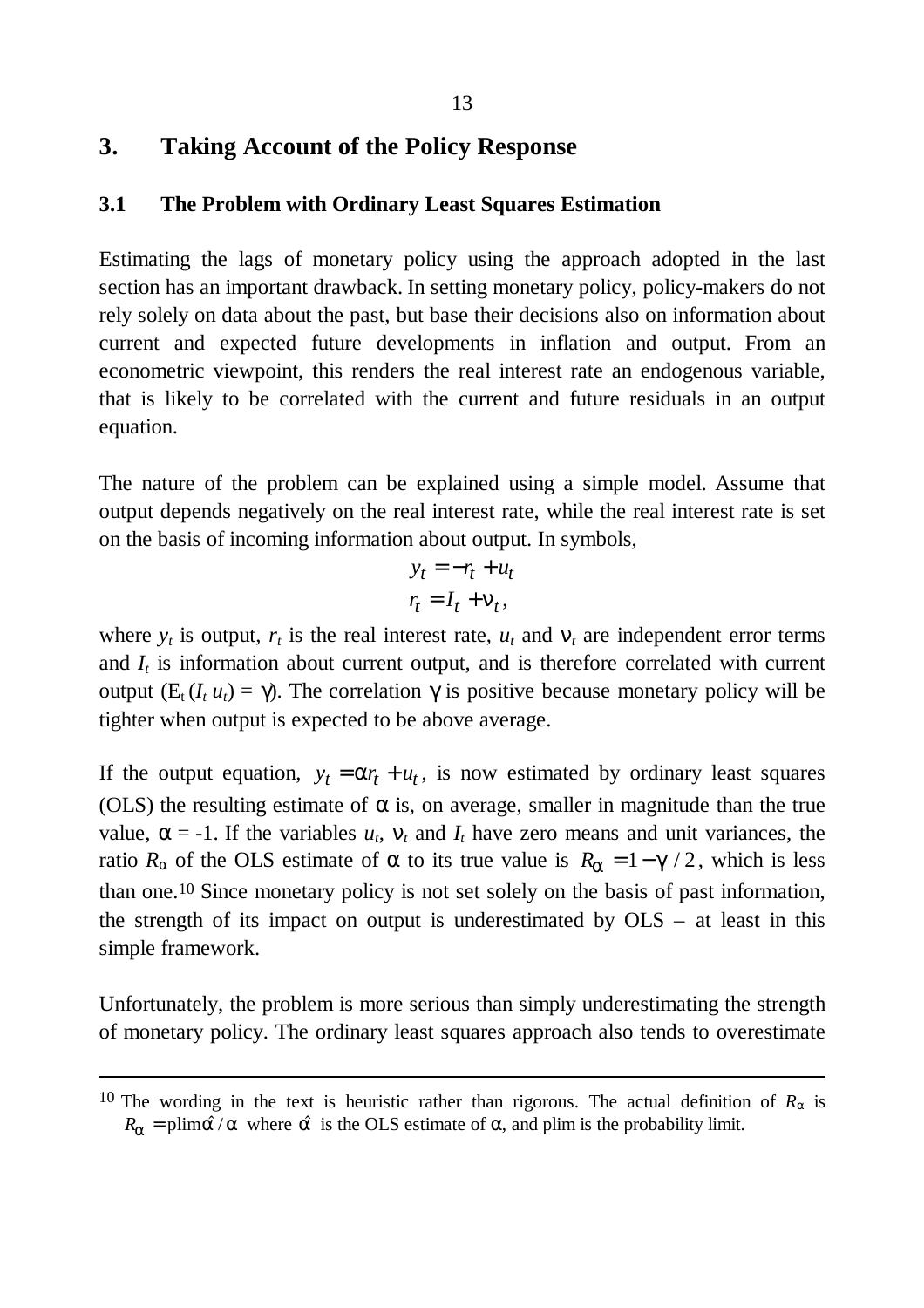## 3. Taking Account of the Policy Response

### 3.1 The Problem with Ordinary Least Squares Estimation

Estimating the lags of monetary policy using the approach adopted in the last section has an important drawback. In setting monetary policy, policy-makers do not rely solely on data about the past, but base their decisions also on information about current and expected future developments in inflation and output. From an econometric viewpoint, this renders the real interest rate an endogenous variable, that is likely to be correlated with the current and future residuals in an output equation.

The nature of the problem can be explained using a simple model. Assume that output depends negatively on the real interest rate, while the real interest rate is set on the basis of incoming information about output. In symbols,

$$y_t = -r_t + u_t$$
$$r_t = I_t + \nu_t,$$

where $y_t$ is output, $r_t$ is the real interest rate, $u_t$ and $\nu_t$ are independent error terms and $I_t$ is information about current output, and is therefore correlated with current output ($E_t(I_t u_t) = \gamma$). The correlation $\gamma$ is positive because monetary policy will be tighter when output is expected to be above average.

If the output equation, $y_t = \alpha r_t + u_t$, is now estimated by ordinary least squares (OLS) the resulting estimate of $\alpha$ is, on average, smaller in magnitude than the true value, $\alpha = -1$. If the variables $u_t$, $\nu_t$ and $I_t$ have zero means and unit variances, the ratio $R_\alpha$ of the OLS estimate of $\alpha$ to its true value is $R_\alpha = 1 - \gamma / 2$, which is less than one.[10] Since monetary policy is not set solely on the basis of past information, the strength of its impact on output is underestimated by OLS – at least in this simple framework.

Unfortunately, the problem is more serious than simply underestimating the strength of monetary policy. The ordinary least squares approach also tends to overestimate

---

[10] The wording in the text is heuristic rather than rigorous. The actual definition of $R_\alpha$ is $R_\alpha = \text{plim}\hat{\alpha} / \alpha$ where $\hat{\alpha}$ is the OLS estimate of $\alpha$, and plim is the probability limit.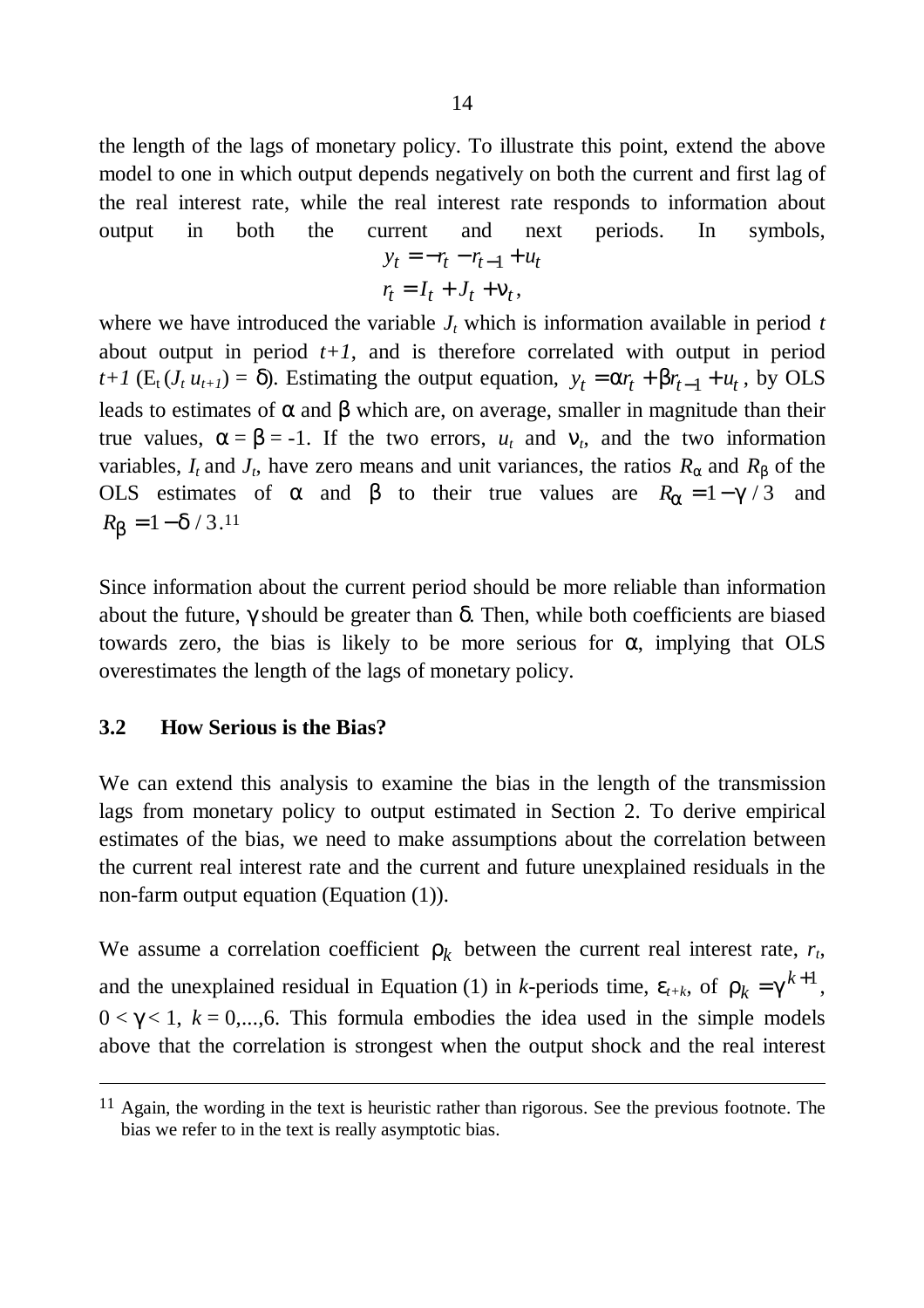the length of the lags of monetary policy. To illustrate this point, extend the above model to one in which output depends negatively on both the current and first lag of the real interest rate, while the real interest rate responds to information about output in both the current and next periods. In symbols,

$$y_t = -r_t - r_{t-1} + u_t$$

$$r_t = I_t + J_t + \nu_t,$$

where we have introduced the variable $J_t$ which is information available in period $t$ about output in period $t+1$, and is therefore correlated with output in period $t+1$ ($\mathrm{E}_t (J_t\, u_{t+1}) = \delta$). Estimating the output equation, $y_t = \alpha r_t + \beta r_{t-1} + u_t$, by OLS leads to estimates of $\alpha$ and $\beta$ which are, on average, smaller in magnitude than their true values, $\alpha = \beta = -1$. If the two errors, $u_t$ and $\nu_t$, and the two information variables, $I_t$ and $J_t$, have zero means and unit variances, the ratios $R_\alpha$ and $R_\beta$ of the OLS estimates of $\alpha$ and $\beta$ to their true values are $R_\alpha = 1 - \gamma / 3$ and $R_\beta = 1 - \delta / 3$.[11]

Since information about the current period should be more reliable than information about the future, $\gamma$ should be greater than $\delta$. Then, while both coefficients are biased towards zero, the bias is likely to be more serious for $\alpha$, implying that OLS overestimates the length of the lags of monetary policy.

### 3.2 How Serious is the Bias?

We can extend this analysis to examine the bias in the length of the transmission lags from monetary policy to output estimated in Section 2. To derive empirical estimates of the bias, we need to make assumptions about the correlation between the current real interest rate and the current and future unexplained residuals in the non-farm output equation (Equation (1)).

We assume a correlation coefficient $\rho_k$ between the current real interest rate, $r_t$, and the unexplained residual in Equation (1) in $k$-periods time, $\varepsilon_{t+k}$, of $\rho_k = \gamma^{k+1}$, $0 < \gamma < 1$, $k = 0,...,6$. This formula embodies the idea used in the simple models above that the correlation is strongest when the output shock and the real interest

---

[11] Again, the wording in the text is heuristic rather than rigorous. See the previous footnote. The bias we refer to in the text is really asymptotic bias.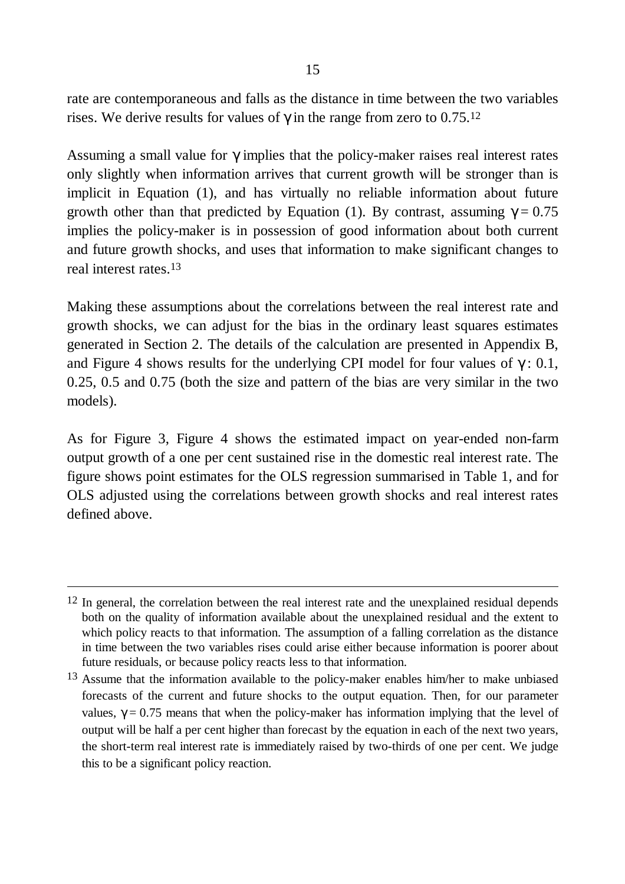rate are contemporaneous and falls as the distance in time between the two variables rises. We derive results for values of $\gamma$ in the range from zero to 0.75.[12]

Assuming a small value for $\gamma$ implies that the policy-maker raises real interest rates only slightly when information arrives that current growth will be stronger than is implicit in Equation (1), and has virtually no reliable information about future growth other than that predicted by Equation (1). By contrast, assuming $\gamma = 0.75$ implies the policy-maker is in possession of good information about both current and future growth shocks, and uses that information to make significant changes to real interest rates.[13]

Making these assumptions about the correlations between the real interest rate and growth shocks, we can adjust for the bias in the ordinary least squares estimates generated in Section 2. The details of the calculation are presented in Appendix B, and Figure 4 shows results for the underlying CPI model for four values of $\gamma$: 0.1, 0.25, 0.5 and 0.75 (both the size and pattern of the bias are very similar in the two models).

As for Figure 3, Figure 4 shows the estimated impact on year-ended non-farm output growth of a one per cent sustained rise in the domestic real interest rate. The figure shows point estimates for the OLS regression summarised in Table 1, and for OLS adjusted using the correlations between growth shocks and real interest rates defined above.

---

[12] In general, the correlation between the real interest rate and the unexplained residual depends both on the quality of information available about the unexplained residual and the extent to which policy reacts to that information. The assumption of a falling correlation as the distance in time between the two variables rises could arise either because information is poorer about future residuals, or because policy reacts less to that information.

[13] Assume that the information available to the policy-maker enables him/her to make unbiased forecasts of the current and future shocks to the output equation. Then, for our parameter values, $\gamma = 0.75$ means that when the policy-maker has information implying that the level of output will be half a per cent higher than forecast by the equation in each of the next two years, the short-term real interest rate is immediately raised by two-thirds of one per cent. We judge this to be a significant policy reaction.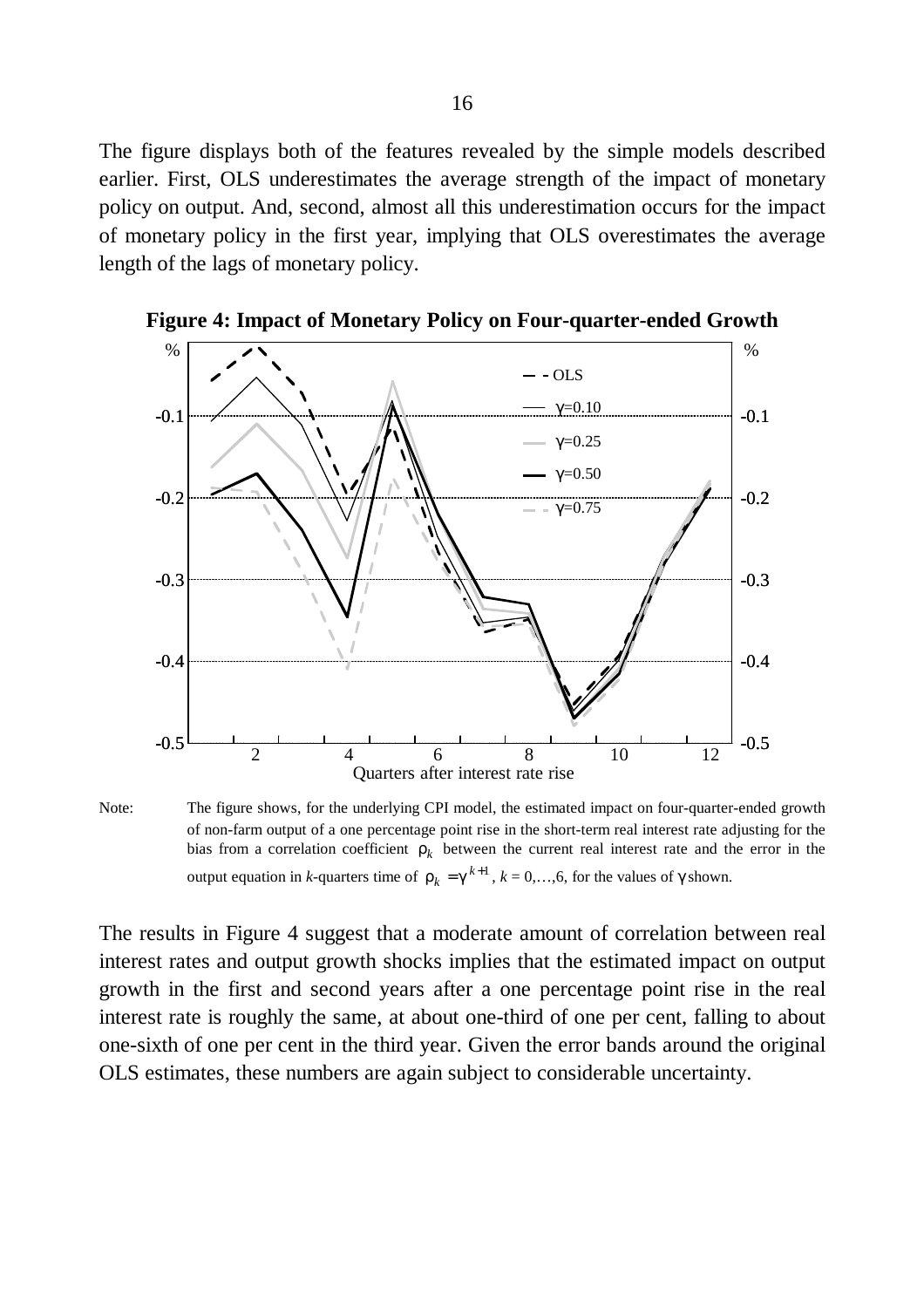The figure displays both of the features revealed by the simple models described earlier. First, OLS underestimates the average strength of the impact of monetary policy on output. And, second, almost all this underestimation occurs for the impact of monetary policy in the first year, implying that OLS overestimates the average length of the lags of monetary policy.

**Figure 4: Impact of Monetary Policy on Four-quarter-ended Growth**

Note: The figure shows, for the underlying CPI model, the estimated impact on four-quarter-ended growth of non-farm output of a one percentage point rise in the short-term real interest rate adjusting for the bias from a correlation coefficient $\rho_k$ between the current real interest rate and the error in the output equation in *k*-quarters time of $\rho_k = \gamma^{k+1}$, $k = 0,\ldots,6$, for the values of $\gamma$ shown.

The results in Figure 4 suggest that a moderate amount of correlation between real interest rates and output growth shocks implies that the estimated impact on output growth in the first and second years after a one percentage point rise in the real interest rate is roughly the same, at about one-third of one per cent, falling to about one-sixth of one per cent in the third year. Given the error bands around the original OLS estimates, these numbers are again subject to considerable uncertainty.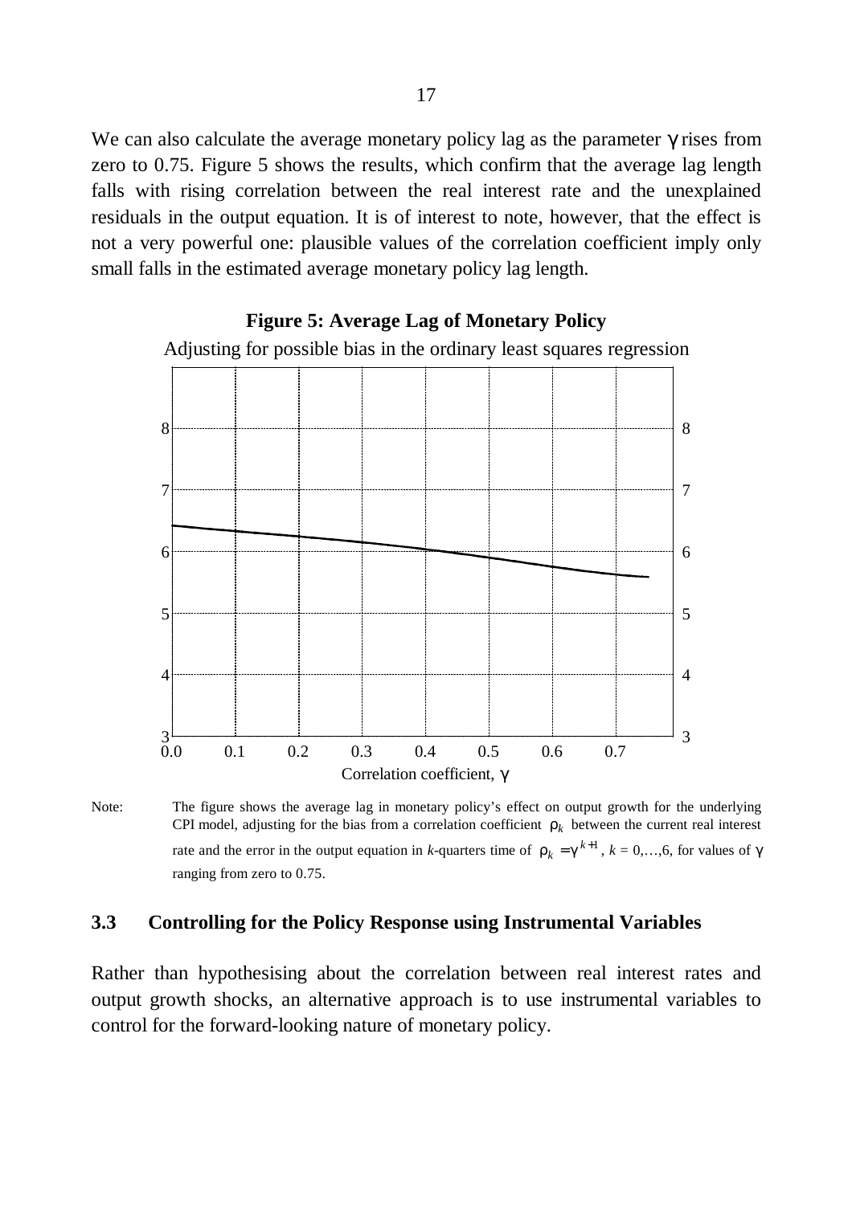We can also calculate the average monetary policy lag as the parameter $\gamma$ rises from zero to 0.75. Figure 5 shows the results, which confirm that the average lag length falls with rising correlation between the real interest rate and the unexplained residuals in the output equation. It is of interest to note, however, that the effect is not a very powerful one: plausible values of the correlation coefficient imply only small falls in the estimated average monetary policy lag length.

**Figure 5: Average Lag of Monetary Policy**

Adjusting for possible bias in the ordinary least squares regression

Note: The figure shows the average lag in monetary policy's effect on output growth for the underlying CPI model, adjusting for the bias from a correlation coefficient $\rho_k$ between the current real interest rate and the error in the output equation in *k*-quarters time of $\rho_k = \gamma^{k+1}$, $k = 0,\ldots,6$, for values of $\gamma$ ranging from zero to 0.75.

### 3.3 Controlling for the Policy Response using Instrumental Variables

Rather than hypothesising about the correlation between real interest rates and output growth shocks, an alternative approach is to use instrumental variables to control for the forward-looking nature of monetary policy.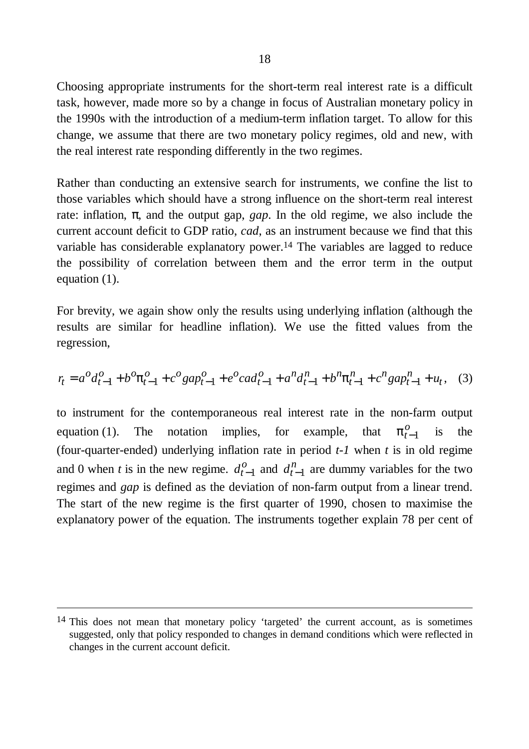Choosing appropriate instruments for the short-term real interest rate is a difficult task, however, made more so by a change in focus of Australian monetary policy in the 1990s with the introduction of a medium-term inflation target. To allow for this change, we assume that there are two monetary policy regimes, old and new, with the real interest rate responding differently in the two regimes.

Rather than conducting an extensive search for instruments, we confine the list to those variables which should have a strong influence on the short-term real interest rate: inflation, $\pi$, and the output gap, *gap*. In the old regime, we also include the current account deficit to GDP ratio, *cad*, as an instrument because we find that this variable has considerable explanatory power.[14] The variables are lagged to reduce the possibility of correlation between them and the error term in the output equation (1).

For brevity, we again show only the results using underlying inflation (although the results are similar for headline inflation). We use the fitted values from the regression,

$$r_t = a^o d_{t-1}^o + b^o \pi_{t-1}^o + c^o gap_{t-1}^o + e^o cad_{t-1}^o + a^n d_{t-1}^n + b^n \pi_{t-1}^n + c^n gap_{t-1}^n + u_t, \quad (3)$$

to instrument for the contemporaneous real interest rate in the non-farm output equation (1). The notation implies, for example, that $\pi_{t-1}^o$ is the (four-quarter-ended) underlying inflation rate in period *t-1* when *t* is in old regime and 0 when *t* is in the new regime. $d_{t-1}^o$ and $d_{t-1}^n$ are dummy variables for the two regimes and *gap* is defined as the deviation of non-farm output from a linear trend. The start of the new regime is the first quarter of 1990, chosen to maximise the explanatory power of the equation. The instruments together explain 78 per cent of

---

[14] This does not mean that monetary policy 'targeted' the current account, as is sometimes suggested, only that policy responded to changes in demand conditions which were reflected in changes in the current account deficit.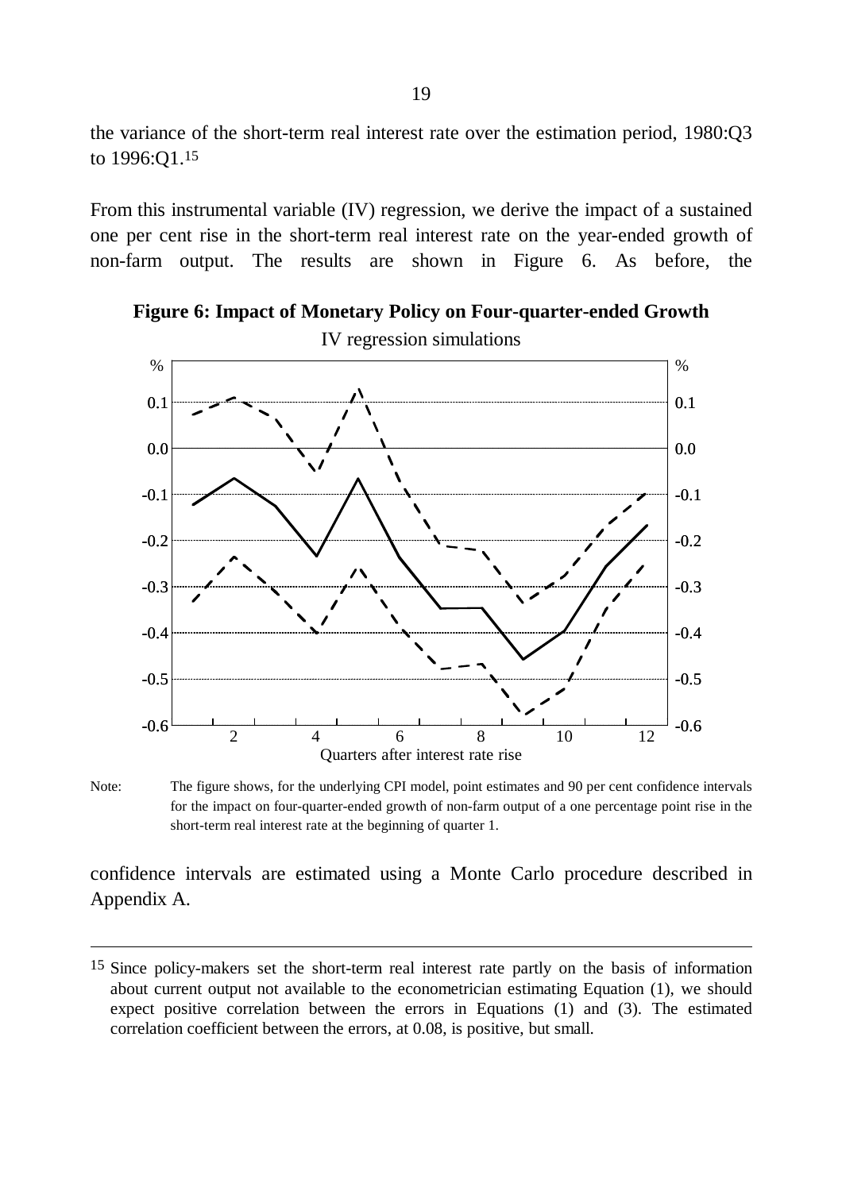the variance of the short-term real interest rate over the estimation period, 1980:Q3 to 1996:Q1.[15]

From this instrumental variable (IV) regression, we derive the impact of a sustained one per cent rise in the short-term real interest rate on the year-ended growth of non-farm output. The results are shown in Figure 6. As before, the confidence intervals are estimated using a Monte Carlo procedure described in Appendix A.

**Figure 6: Impact of Monetary Policy on Four-quarter-ended Growth**

IV regression simulations

Note: The figure shows, for the underlying CPI model, point estimates and 90 per cent confidence intervals for the impact on four-quarter-ended growth of non-farm output of a one percentage point rise in the short-term real interest rate at the beginning of quarter 1.

---

[15] Since policy-makers set the short-term real interest rate partly on the basis of information about current output not available to the econometrician estimating Equation (1), we should expect positive correlation between the errors in Equations (1) and (3). The estimated correlation coefficient between the errors, at 0.08, is positive, but small.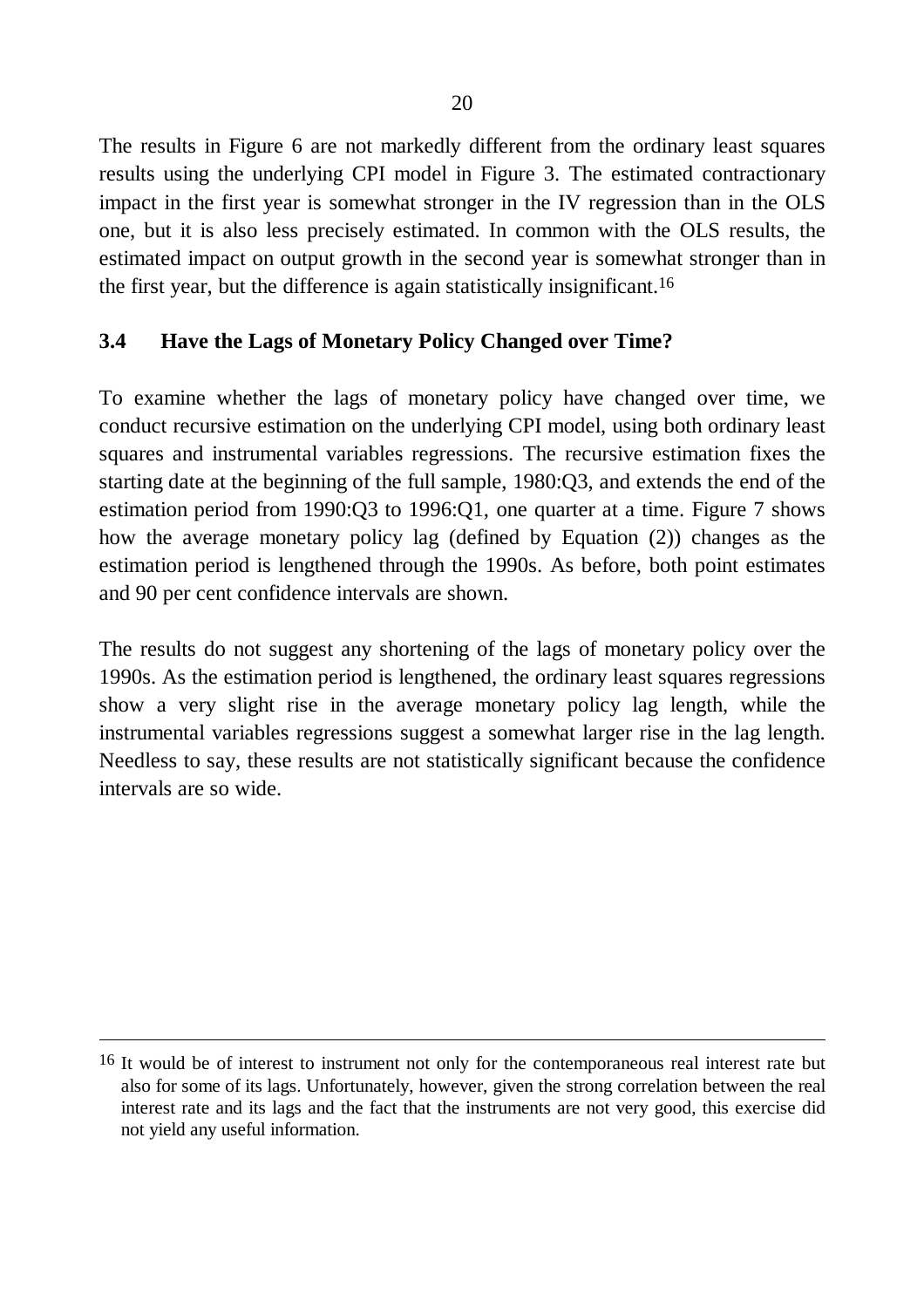The results in Figure 6 are not markedly different from the ordinary least squares results using the underlying CPI model in Figure 3. The estimated contractionary impact in the first year is somewhat stronger in the IV regression than in the OLS one, but it is also less precisely estimated. In common with the OLS results, the estimated impact on output growth in the second year is somewhat stronger than in the first year, but the difference is again statistically insignificant.[16]

### 3.4 Have the Lags of Monetary Policy Changed over Time?

To examine whether the lags of monetary policy have changed over time, we conduct recursive estimation on the underlying CPI model, using both ordinary least squares and instrumental variables regressions. The recursive estimation fixes the starting date at the beginning of the full sample, 1980:Q3, and extends the end of the estimation period from 1990:Q3 to 1996:Q1, one quarter at a time. Figure 7 shows how the average monetary policy lag (defined by Equation (2)) changes as the estimation period is lengthened through the 1990s. As before, both point estimates and 90 per cent confidence intervals are shown.

The results do not suggest any shortening of the lags of monetary policy over the 1990s. As the estimation period is lengthened, the ordinary least squares regressions show a very slight rise in the average monetary policy lag length, while the instrumental variables regressions suggest a somewhat larger rise in the lag length. Needless to say, these results are not statistically significant because the confidence intervals are so wide.

---

[16] It would be of interest to instrument not only for the contemporaneous real interest rate but also for some of its lags. Unfortunately, however, given the strong correlation between the real interest rate and its lags and the fact that the instruments are not very good, this exercise did not yield any useful information.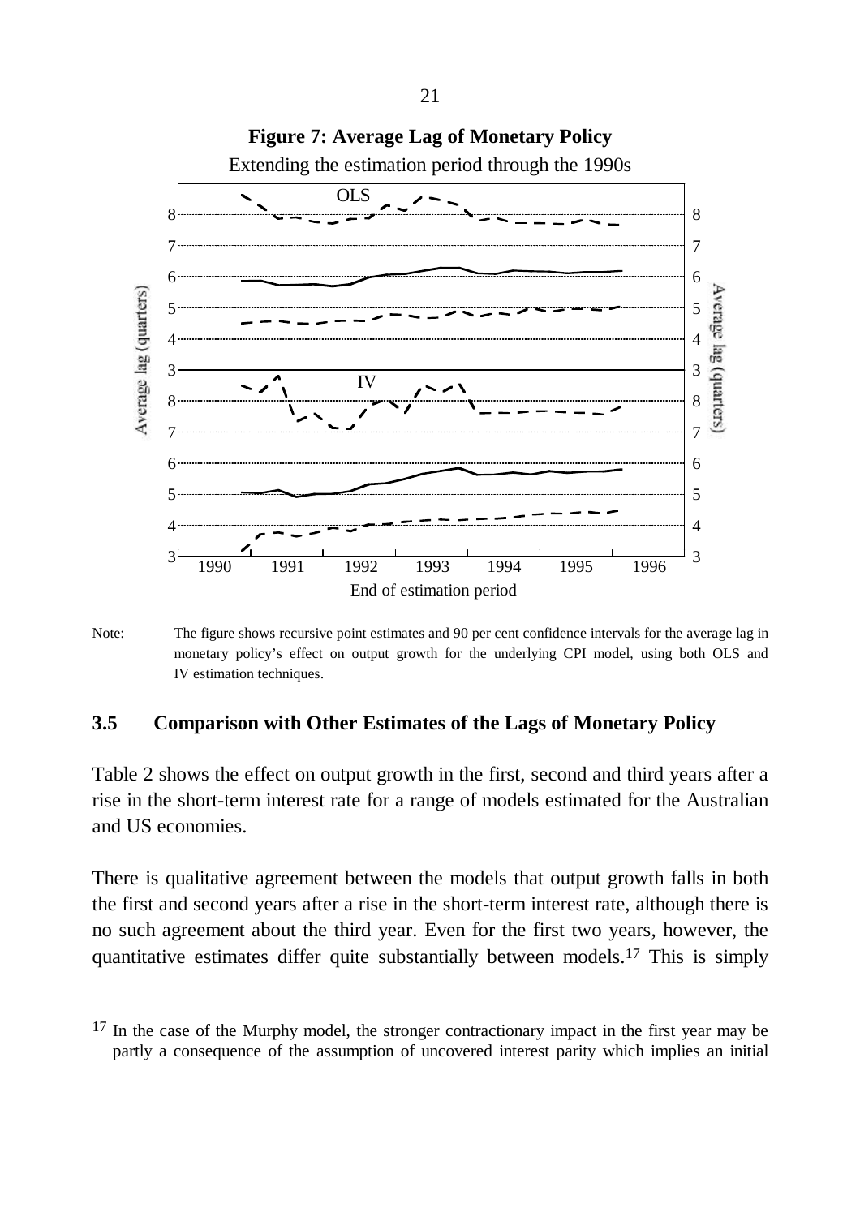**Figure 7: Average Lag of Monetary Policy**

Extending the estimation period through the 1990s

Note: The figure shows recursive point estimates and 90 per cent confidence intervals for the average lag in monetary policy's effect on output growth for the underlying CPI model, using both OLS and IV estimation techniques.

### 3.5 Comparison with Other Estimates of the Lags of Monetary Policy

Table 2 shows the effect on output growth in the first, second and third years after a rise in the short-term interest rate for a range of models estimated for the Australian and US economies.

There is qualitative agreement between the models that output growth falls in both the first and second years after a rise in the short-term interest rate, although there is no such agreement about the third year. Even for the first two years, however, the quantitative estimates differ quite substantially between models.[17] This is simply

[17] In the case of the Murphy model, the stronger contractionary impact in the first year may be partly a consequence of the assumption of uncovered interest parity which implies an initial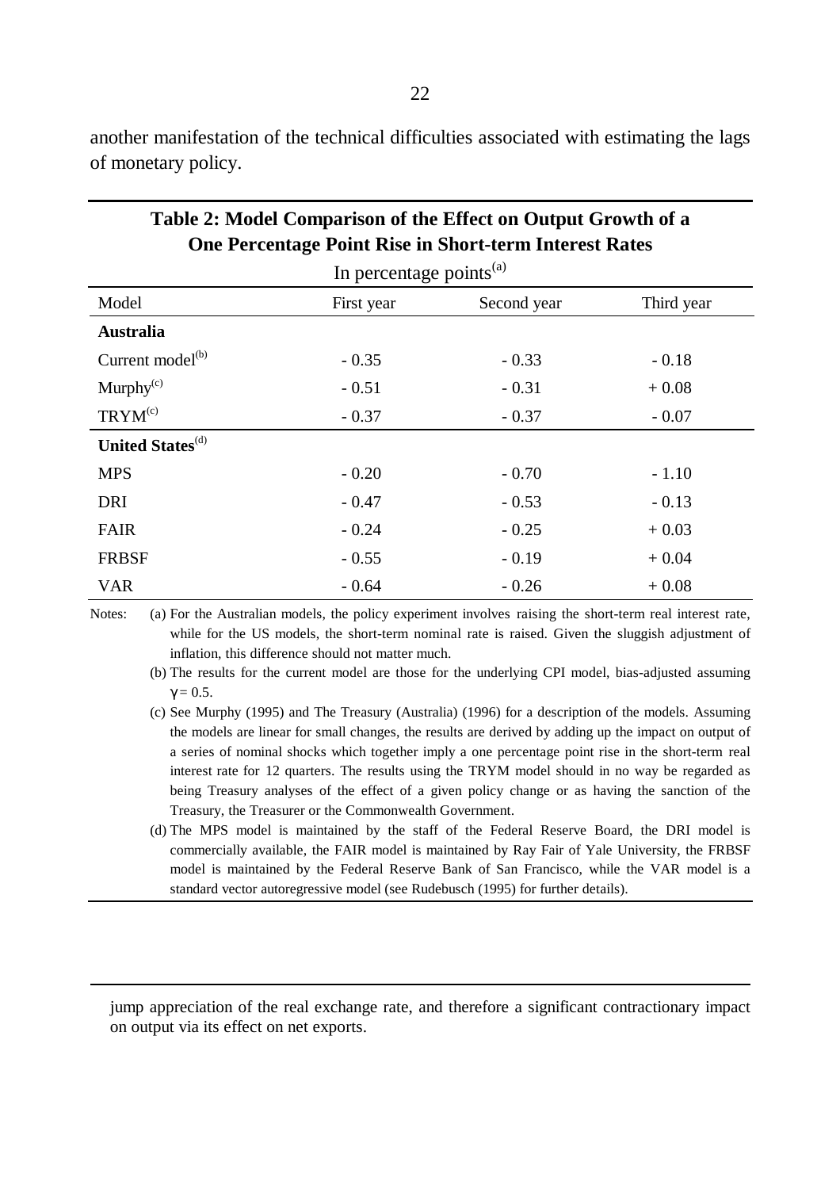another manifestation of the technical difficulties associated with estimating the lags of monetary policy.

**Table 2: Model Comparison of the Effect on Output Growth of a One Percentage Point Rise in Short-term Interest Rates**

In percentage points[(a)]

| Model | First year | Second year | Third year |
|---|---|---|---|
| **Australia** | | | |
| Current model[(b)] | - 0.35 | - 0.33 | - 0.18 |
| Murphy[(c)] | - 0.51 | - 0.31 | + 0.08 |
| TRYM[(c)] | - 0.37 | - 0.37 | - 0.07 |
| **United States**[(d)] | | | |
| MPS | - 0.20 | - 0.70 | - 1.10 |
| DRI | - 0.47 | - 0.53 | - 0.13 |
| FAIR | - 0.24 | - 0.25 | + 0.03 |
| FRBSF | - 0.55 | - 0.19 | + 0.04 |
| VAR | - 0.64 | - 0.26 | + 0.08 |

Notes: (a) For the Australian models, the policy experiment involves raising the short-term real interest rate, while for the US models, the short-term nominal rate is raised. Given the sluggish adjustment of inflation, this difference should not matter much.

(b) The results for the current model are those for the underlying CPI model, bias-adjusted assuming $\gamma = 0.5$.

(c) See Murphy (1995) and The Treasury (Australia) (1996) for a description of the models. Assuming the models are linear for small changes, the results are derived by adding up the impact on output of a series of nominal shocks which together imply a one percentage point rise in the short-term real interest rate for 12 quarters. The results using the TRYM model should in no way be regarded as being Treasury analyses of the effect of a given policy change or as having the sanction of the Treasury, the Treasurer or the Commonwealth Government.

(d) The MPS model is maintained by the staff of the Federal Reserve Board, the DRI model is commercially available, the FAIR model is maintained by Ray Fair of Yale University, the FRBSF model is maintained by the Federal Reserve Bank of San Francisco, while the VAR model is a standard vector autoregressive model (see Rudebusch (1995) for further details).

---

jump appreciation of the real exchange rate, and therefore a significant contractionary impact on output via its effect on net exports.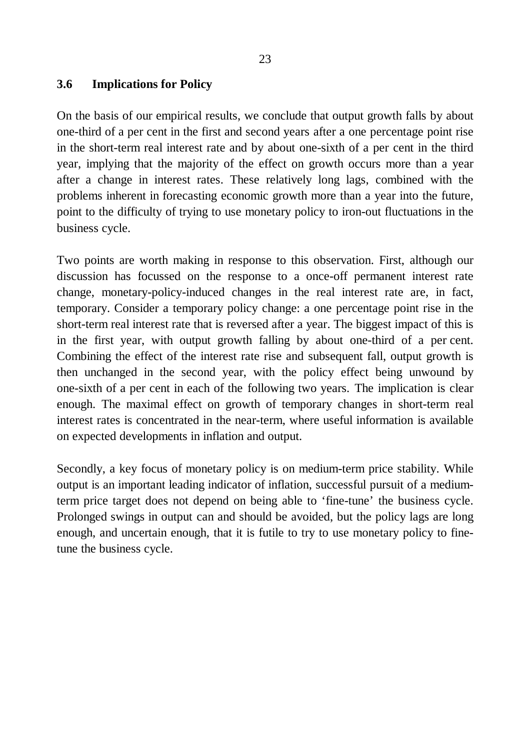### 3.6 Implications for Policy

On the basis of our empirical results, we conclude that output growth falls by about one-third of a per cent in the first and second years after a one percentage point rise in the short-term real interest rate and by about one-sixth of a per cent in the third year, implying that the majority of the effect on growth occurs more than a year after a change in interest rates. These relatively long lags, combined with the problems inherent in forecasting economic growth more than a year into the future, point to the difficulty of trying to use monetary policy to iron-out fluctuations in the business cycle.

Two points are worth making in response to this observation. First, although our discussion has focussed on the response to a once-off permanent interest rate change, monetary-policy-induced changes in the real interest rate are, in fact, temporary. Consider a temporary policy change: a one percentage point rise in the short-term real interest rate that is reversed after a year. The biggest impact of this is in the first year, with output growth falling by about one-third of a per cent. Combining the effect of the interest rate rise and subsequent fall, output growth is then unchanged in the second year, with the policy effect being unwound by one-sixth of a per cent in each of the following two years. The implication is clear enough. The maximal effect on growth of temporary changes in short-term real interest rates is concentrated in the near-term, where useful information is available on expected developments in inflation and output.

Secondly, a key focus of monetary policy is on medium-term price stability. While output is an important leading indicator of inflation, successful pursuit of a medium-term price target does not depend on being able to 'fine-tune' the business cycle. Prolonged swings in output can and should be avoided, but the policy lags are long enough, and uncertain enough, that it is futile to try to use monetary policy to fine-tune the business cycle.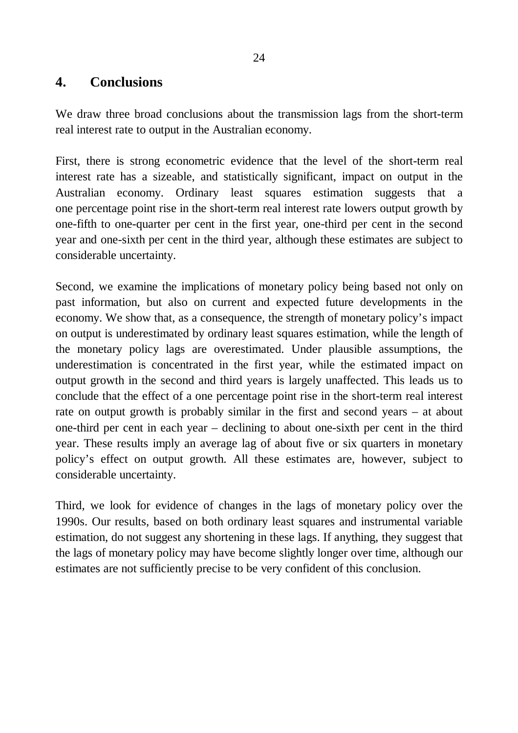## 4. Conclusions

We draw three broad conclusions about the transmission lags from the short-term real interest rate to output in the Australian economy.

First, there is strong econometric evidence that the level of the short-term real interest rate has a sizeable, and statistically significant, impact on output in the Australian economy. Ordinary least squares estimation suggests that a one percentage point rise in the short-term real interest rate lowers output growth by one-fifth to one-quarter per cent in the first year, one-third per cent in the second year and one-sixth per cent in the third year, although these estimates are subject to considerable uncertainty.

Second, we examine the implications of monetary policy being based not only on past information, but also on current and expected future developments in the economy. We show that, as a consequence, the strength of monetary policy's impact on output is underestimated by ordinary least squares estimation, while the length of the monetary policy lags are overestimated. Under plausible assumptions, the underestimation is concentrated in the first year, while the estimated impact on output growth in the second and third years is largely unaffected. This leads us to conclude that the effect of a one percentage point rise in the short-term real interest rate on output growth is probably similar in the first and second years – at about one-third per cent in each year – declining to about one-sixth per cent in the third year. These results imply an average lag of about five or six quarters in monetary policy's effect on output growth. All these estimates are, however, subject to considerable uncertainty.

Third, we look for evidence of changes in the lags of monetary policy over the 1990s. Our results, based on both ordinary least squares and instrumental variable estimation, do not suggest any shortening in these lags. If anything, they suggest that the lags of monetary policy may have become slightly longer over time, although our estimates are not sufficiently precise to be very confident of this conclusion.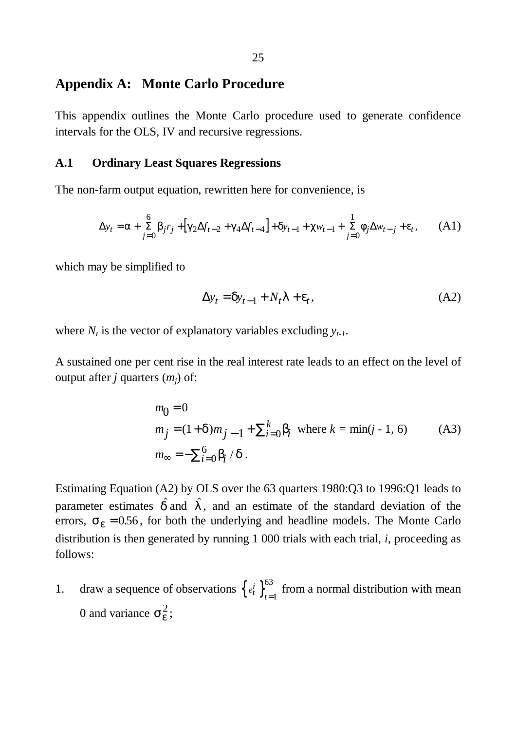## Appendix A: Monte Carlo Procedure

This appendix outlines the Monte Carlo procedure used to generate confidence intervals for the OLS, IV and recursive regressions.

### A.1 Ordinary Least Squares Regressions

The non-farm output equation, rewritten here for convenience, is

$$\Delta y_t = \alpha + \sum_{j=0}^{6} \beta_j r_j + \left[\gamma_2 \Delta f_{t-2} + \gamma_4 \Delta f_{t-4}\right] + \delta y_{t-1} + \chi w_{t-1} + \sum_{j=0}^{1} \varphi_j \Delta w_{t-j} + \varepsilon_t, \qquad \text{(A1)}$$

which may be simplified to

$$\Delta y_t = \delta y_{t-1} + N_t \lambda + \varepsilon_t, \qquad \text{(A2)}$$

where $N_t$ is the vector of explanatory variables excluding $y_{t-1}$.

A sustained one per cent rise in the real interest rate leads to an effect on the level of output after *j* quarters ($m_j$) of:

$$\begin{aligned} m_0 &= 0 \\ m_j &= (1+\delta) m_{j-1} + \textstyle\sum_{i=0}^{k} \beta_i \quad \text{where } k = \min(j - 1, 6) \\ m_\infty &= -\textstyle\sum_{i=0}^{6} \beta_i / \delta . \end{aligned} \qquad \text{(A3)}$$

Estimating Equation (A2) by OLS over the 63 quarters 1980:Q3 to 1996:Q1 leads to parameter estimates $\hat{\delta}$ and $\hat{\lambda}$, and an estimate of the standard deviation of the errors, $\sigma_\varepsilon = 0.56$, for both the underlying and headline models. The Monte Carlo distribution is then generated by running 1 000 trials with each trial, *i*, proceeding as follows:

1. draw a sequence of observations $\left\{e_t^i\right\}_{t=1}^{63}$ from a normal distribution with mean 0 and variance $\sigma_\varepsilon^2$;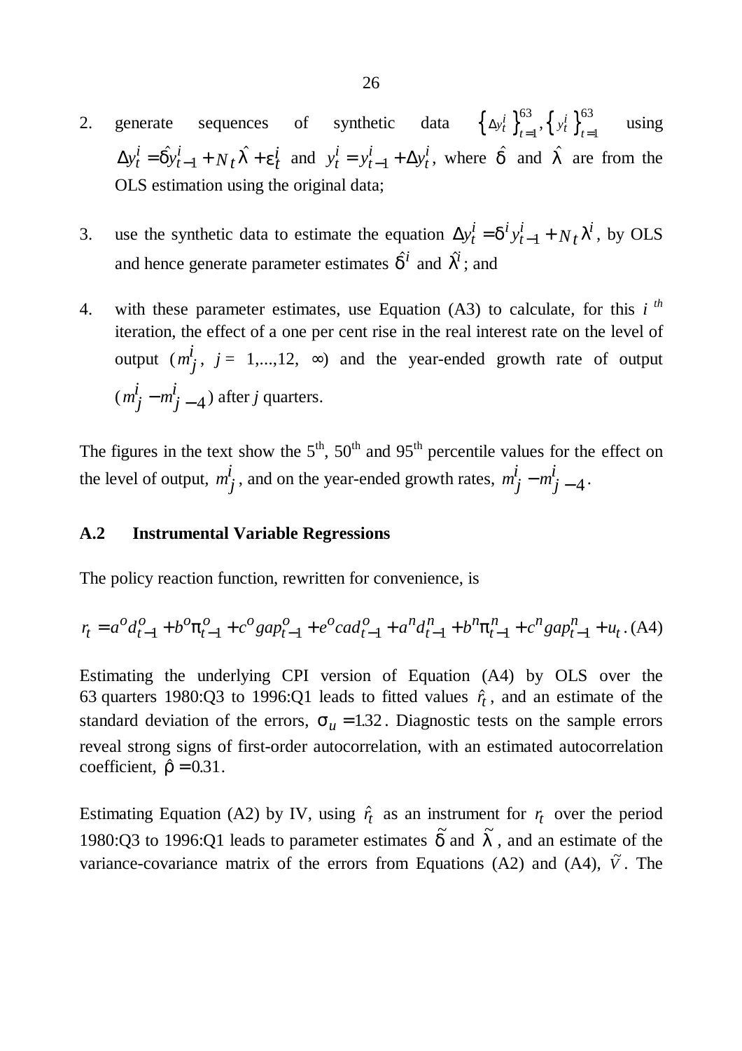2. generate sequences of synthetic data $\left\{\Delta y_t^i\right\}_{t=1}^{63}, \left\{y_t^i\right\}_{t=1}^{63}$ using $\Delta y_t^i = \hat{\delta} y_{t-1}^i + N_t \hat{\lambda} + \varepsilon_t^i$ and $y_t^i = y_{t-1}^i + \Delta y_t^i$, where $\hat{\delta}$ and $\hat{\lambda}$ are from the OLS estimation using the original data;

3. use the synthetic data to estimate the equation $\Delta y_t^i = \delta^i y_{t-1}^i + N_t \lambda^i$, by OLS and hence generate parameter estimates $\hat{\delta}^i$ and $\hat{\lambda}^i$; and

4. with these parameter estimates, use Equation (A3) to calculate, for this $i^{th}$ iteration, the effect of a one per cent rise in the real interest rate on the level of output ($m_j^i$, $j =$ 1,...,12, $\infty$) and the year-ended growth rate of output ($m_j^i - m_{j-4}^i$) after $j$ quarters.

The figures in the text show the 5th, 50th and 95th percentile values for the effect on the level of output, $m_j^i$, and on the year-ended growth rates, $m_j^i - m_{j-4}^i$.

### A.2 Instrumental Variable Regressions

The policy reaction function, rewritten for convenience, is

$$r_t = a^o d_{t-1}^o + b^o \pi_{t-1}^o + c^o gap_{t-1}^o + e^o cad_{t-1}^o + a^n d_{t-1}^n + b^n \pi_{t-1}^n + c^n gap_{t-1}^n + u_t . \quad \text{(A4)}$$

Estimating the underlying CPI version of Equation (A4) by OLS over the 63 quarters 1980:Q3 to 1996:Q1 leads to fitted values $\hat{r}_t$, and an estimate of the standard deviation of the errors, $\sigma_u = 1.32$. Diagnostic tests on the sample errors reveal strong signs of first-order autocorrelation, with an estimated autocorrelation coefficient, $\hat{\rho} = 0.31$.

Estimating Equation (A2) by IV, using $\hat{r}_t$ as an instrument for $r_t$ over the period 1980:Q3 to 1996:Q1 leads to parameter estimates $\tilde{\delta}$ and $\tilde{\lambda}$, and an estimate of the variance-covariance matrix of the errors from Equations (A2) and (A4), $\tilde{V}$. The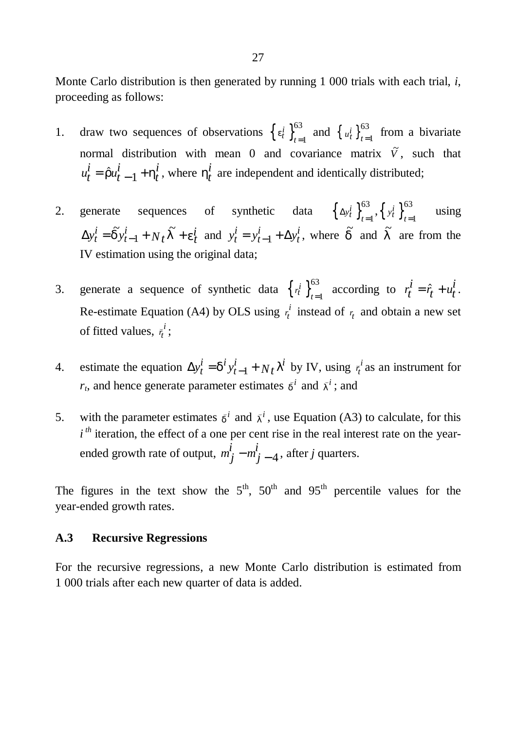Monte Carlo distribution is then generated by running 1 000 trials with each trial, *i*, proceeding as follows:

1. draw two sequences of observations $\left\{\varepsilon_t^i\right\}_{t=1}^{63}$ and $\left\{u_t^i\right\}_{t=1}^{63}$ from a bivariate normal distribution with mean 0 and covariance matrix $\tilde{V}$, such that $u_t^i = \hat{\rho} u_{t-1}^i + \eta_t^i$, where $\eta_t^i$ are independent and identically distributed;

2. generate sequences of synthetic data $\left\{\Delta y_t^i\right\}_{t=1}^{63}, \left\{y_t^i\right\}_{t=1}^{63}$ using $\Delta y_t^i = \tilde{\delta} y_{t-1}^i + N_t \tilde{\lambda} + \varepsilon_t^i$ and $y_t^i = y_{t-1}^i + \Delta y_t^i$, where $\tilde{\delta}$ and $\tilde{\lambda}$ are from the IV estimation using the original data;

3. generate a sequence of synthetic data $\left\{r_t^i\right\}_{t=1}^{63}$ according to $r_t^i = \hat{r}_t + u_t^i$. Re-estimate Equation (A4) by OLS using $r_t^i$ instead of $r_t$ and obtain a new set of fitted values, $\bar{r}_t^i$;

4. estimate the equation $\Delta y_t^i = \delta^i y_{t-1}^i + N_t \lambda^i$ by IV, using $\bar{r}_t^i$ as an instrument for $r_t$, and hence generate parameter estimates $\bar{\delta}^i$ and $\bar{\lambda}^i$; and

5. with the parameter estimates $\bar{\delta}^i$ and $\bar{\lambda}^i$, use Equation (A3) to calculate, for this $i^{th}$ iteration, the effect of a one per cent rise in the real interest rate on the year-ended growth rate of output, $m_j^i - m_{j-4}^i$, after *j* quarters.

The figures in the text show the 5th, 50th and 95th percentile values for the year-ended growth rates.

### A.3 Recursive Regressions

For the recursive regressions, a new Monte Carlo distribution is estimated from 1 000 trials after each new quarter of data is added.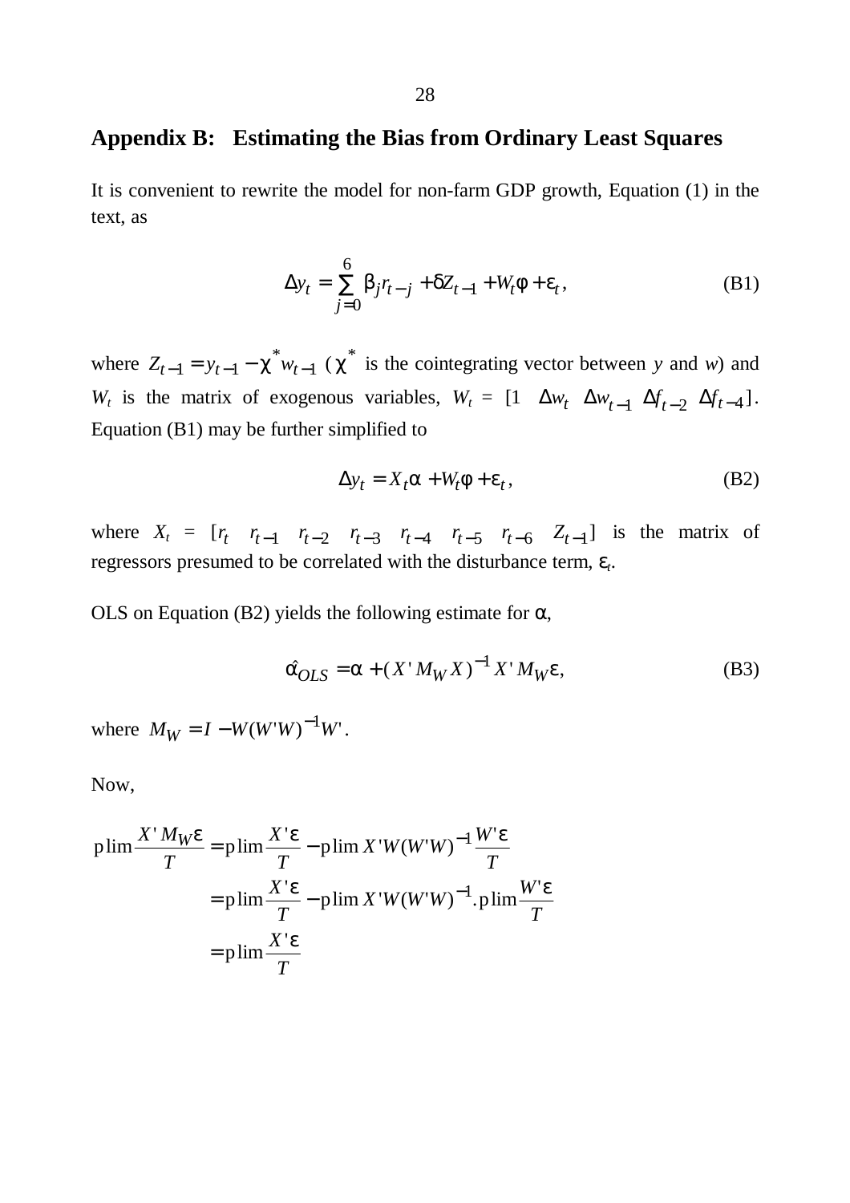## Appendix B: Estimating the Bias from Ordinary Least Squares

It is convenient to rewrite the model for non-farm GDP growth, Equation (1) in the text, as

$$\Delta y_t = \sum_{j=0}^{6} \beta_j r_{t-j} + \delta Z_{t-1} + W_t \phi + \varepsilon_t, \tag{B1}$$

where $Z_{t-1} = y_{t-1} - \chi^* w_{t-1}$ ($\chi^*$ is the cointegrating vector between *y* and *w*) and $W_t$ is the matrix of exogenous variables, $W_t = [1 \quad \Delta w_t \quad \Delta w_{t-1} \quad \Delta f_{t-2} \quad \Delta f_{t-4}]$. Equation (B1) may be further simplified to

$$\Delta y_t = X_t \alpha + W_t \phi + \varepsilon_t, \tag{B2}$$

where $X_t = [r_t \quad r_{t-1} \quad r_{t-2} \quad r_{t-3} \quad r_{t-4} \quad r_{t-5} \quad r_{t-6} \quad Z_{t-1}]$ is the matrix of regressors presumed to be correlated with the disturbance term, $\varepsilon_t$.

OLS on Equation (B2) yields the following estimate for $\alpha$,

$$\hat{\alpha}_{OLS} = \alpha + (X' M_W X)^{-1} X' M_W \varepsilon, \tag{B3}$$

where $M_W = I - W(W'W)^{-1}W'$.

Now,

$$\begin{aligned}
\text{plim}\frac{X' M_W \varepsilon}{T} &= \text{plim}\frac{X'\varepsilon}{T} - \text{plim}\, X'W(W'W)^{-1}\frac{W'\varepsilon}{T} \\
&= \text{plim}\frac{X'\varepsilon}{T} - \text{plim}\, X'W(W'W)^{-1}.\text{plim}\frac{W'\varepsilon}{T} \\
&= \text{plim}\frac{X'\varepsilon}{T}
\end{aligned}$$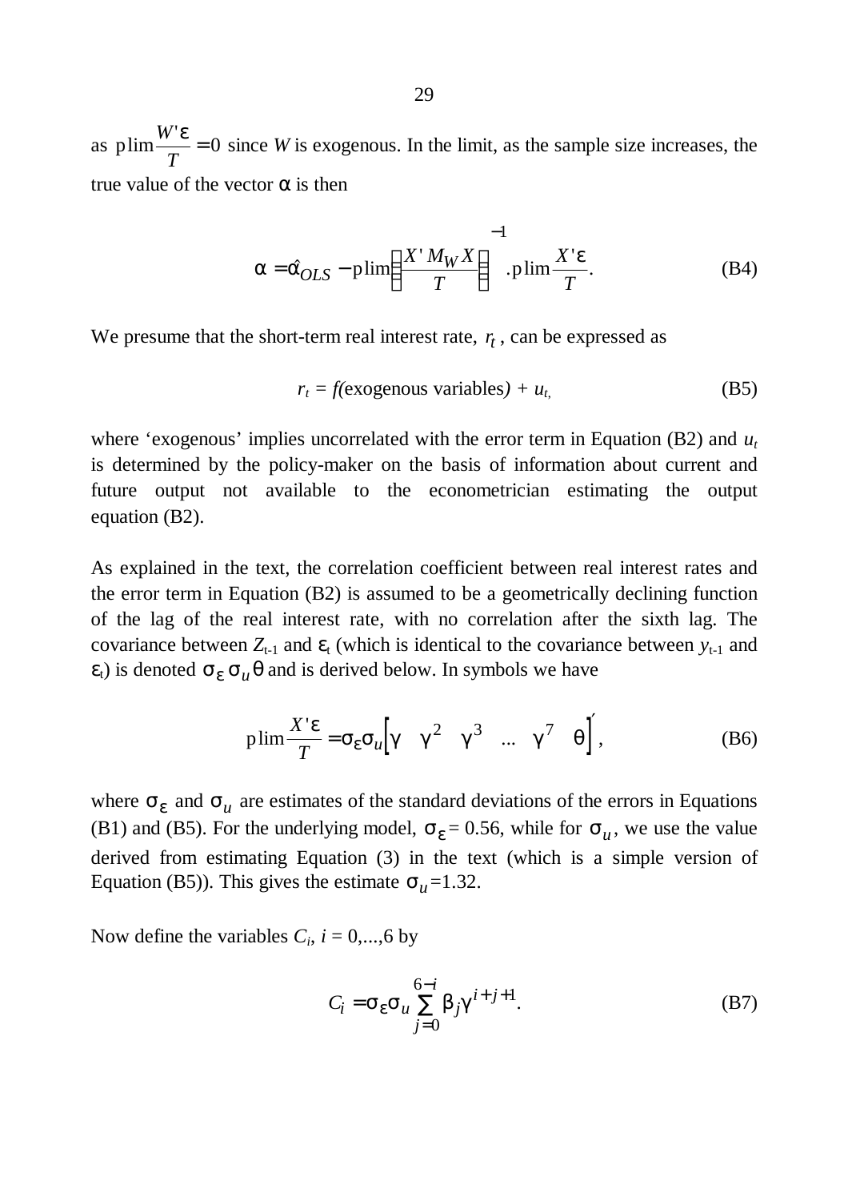as $\text{plim}\frac{W'\varepsilon}{T} = 0$ since $W$ is exogenous. In the limit, as the sample size increases, the true value of the vector $\alpha$ is then

$$\alpha = \hat{\alpha}_{OLS} - \text{plim}\left(\frac{X' M_W X}{T}\right)^{-1} .\text{plim}\frac{X'\varepsilon}{T}. \tag{B4}$$

We presume that the short-term real interest rate, $r_t$, can be expressed as

$$r_t = f(\text{exogenous variables}) + u_t, \tag{B5}$$

where 'exogenous' implies uncorrelated with the error term in Equation (B2) and $u_t$ is determined by the policy-maker on the basis of information about current and future output not available to the econometrician estimating the output equation (B2).

As explained in the text, the correlation coefficient between real interest rates and the error term in Equation (B2) is assumed to be a geometrically declining function of the lag of the real interest rate, with no correlation after the sixth lag. The covariance between $Z_{t-1}$ and $\varepsilon_t$ (which is identical to the covariance between $y_{t-1}$ and $\varepsilon_t$) is denoted $\sigma_\varepsilon \sigma_u \theta$ and is derived below. In symbols we have

$$\text{plim}\frac{X'\varepsilon}{T} = \sigma_\varepsilon \sigma_u \begin{bmatrix} \gamma & \gamma^2 & \gamma^3 & \ldots & \gamma^7 & \theta \end{bmatrix}', \tag{B6}$$

where $\sigma_\varepsilon$ and $\sigma_u$ are estimates of the standard deviations of the errors in Equations (B1) and (B5). For the underlying model, $\sigma_\varepsilon = 0.56$, while for $\sigma_u$, we use the value derived from estimating Equation (3) in the text (which is a simple version of Equation (B5)). This gives the estimate $\sigma_u = 1.32$.

Now define the variables $C_i$, $i = 0,...,6$ by

$$C_i = \sigma_\varepsilon \sigma_u \sum_{j=0}^{6-i} \beta_j \gamma^{i+j+1}. \tag{B7}$$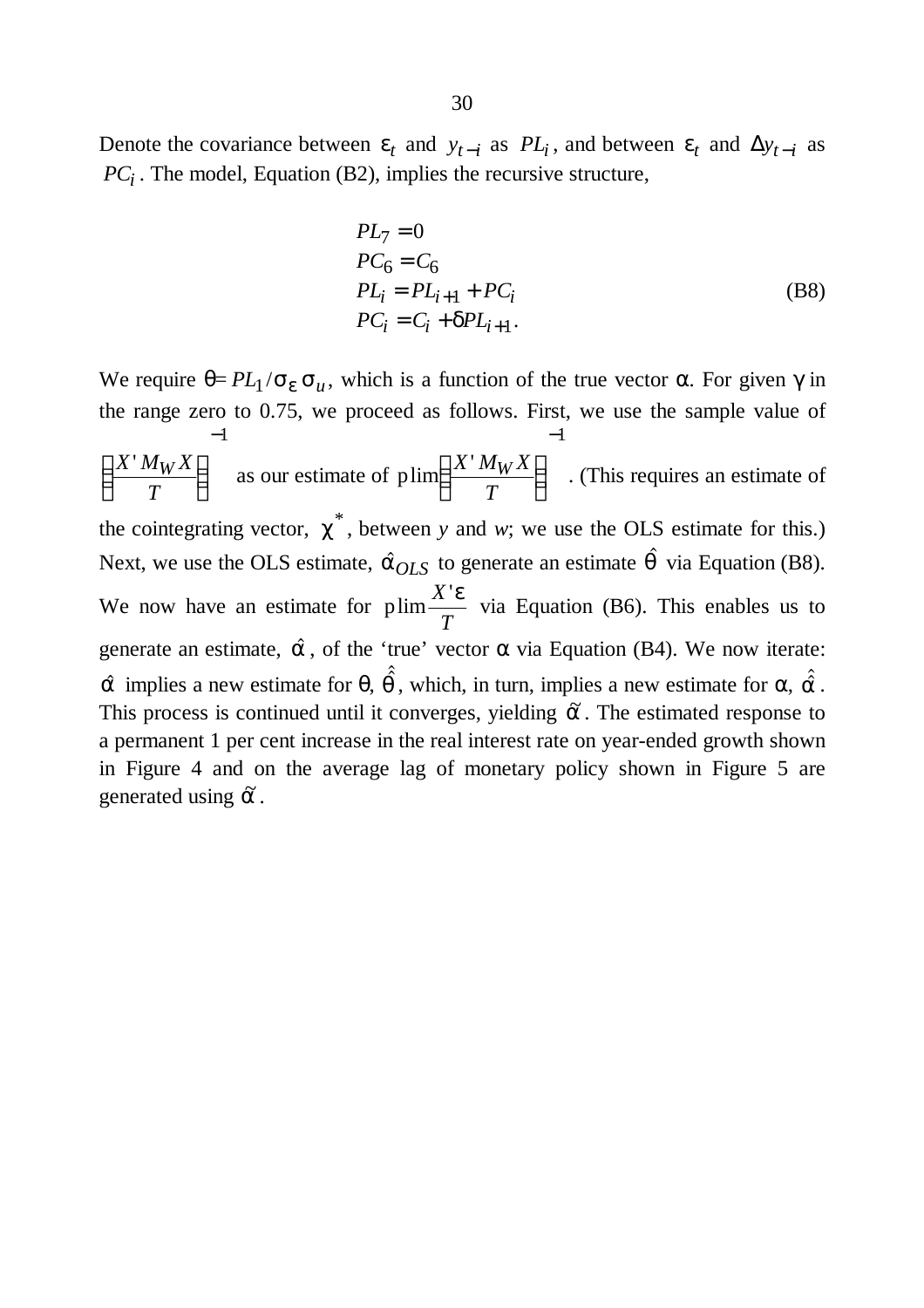Denote the covariance between $\varepsilon_t$ and $y_{t-i}$ as $PL_i$, and between $\varepsilon_t$ and $\Delta y_{t-i}$ as $PC_i$. The model, Equation (B2), implies the recursive structure,

$$
\begin{aligned}
&PL_7 = 0 \\
&PC_6 = C_6 \\
&PL_i = PL_{i+1} + PC_i \\
&PC_i = C_i + \delta PL_{i+1}.
\end{aligned}
\tag{B8}
$$

We require $\theta = PL_1 / \sigma_\varepsilon \sigma_u$, which is a function of the true vector $\alpha$. For given $\gamma$ in the range zero to 0.75, we proceed as follows. First, we use the sample value of $\left(\frac{X' M_W X}{T}\right)^{-1}$ as our estimate of $\text{plim}\left(\frac{X' M_W X}{T}\right)^{-1}$. (This requires an estimate of the cointegrating vector, $\chi^*$, between *y* and *w*; we use the OLS estimate for this.) Next, we use the OLS estimate, $\hat{\alpha}_{OLS}$ to generate an estimate $\hat{\theta}$ via Equation (B8). We now have an estimate for $\text{plim}\frac{X'\varepsilon}{T}$ via Equation (B6). This enables us to generate an estimate, $\hat{\alpha}$, of the 'true' vector $\alpha$ via Equation (B4). We now iterate: $\hat{\alpha}$ implies a new estimate for $\theta$, $\hat{\hat{\theta}}$, which, in turn, implies a new estimate for $\alpha$, $\hat{\hat{\alpha}}$. This process is continued until it converges, yielding $\tilde{\alpha}$. The estimated response to a permanent 1 per cent increase in the real interest rate on year-ended growth shown in Figure 4 and on the average lag of monetary policy shown in Figure 5 are generated using $\tilde{\alpha}$.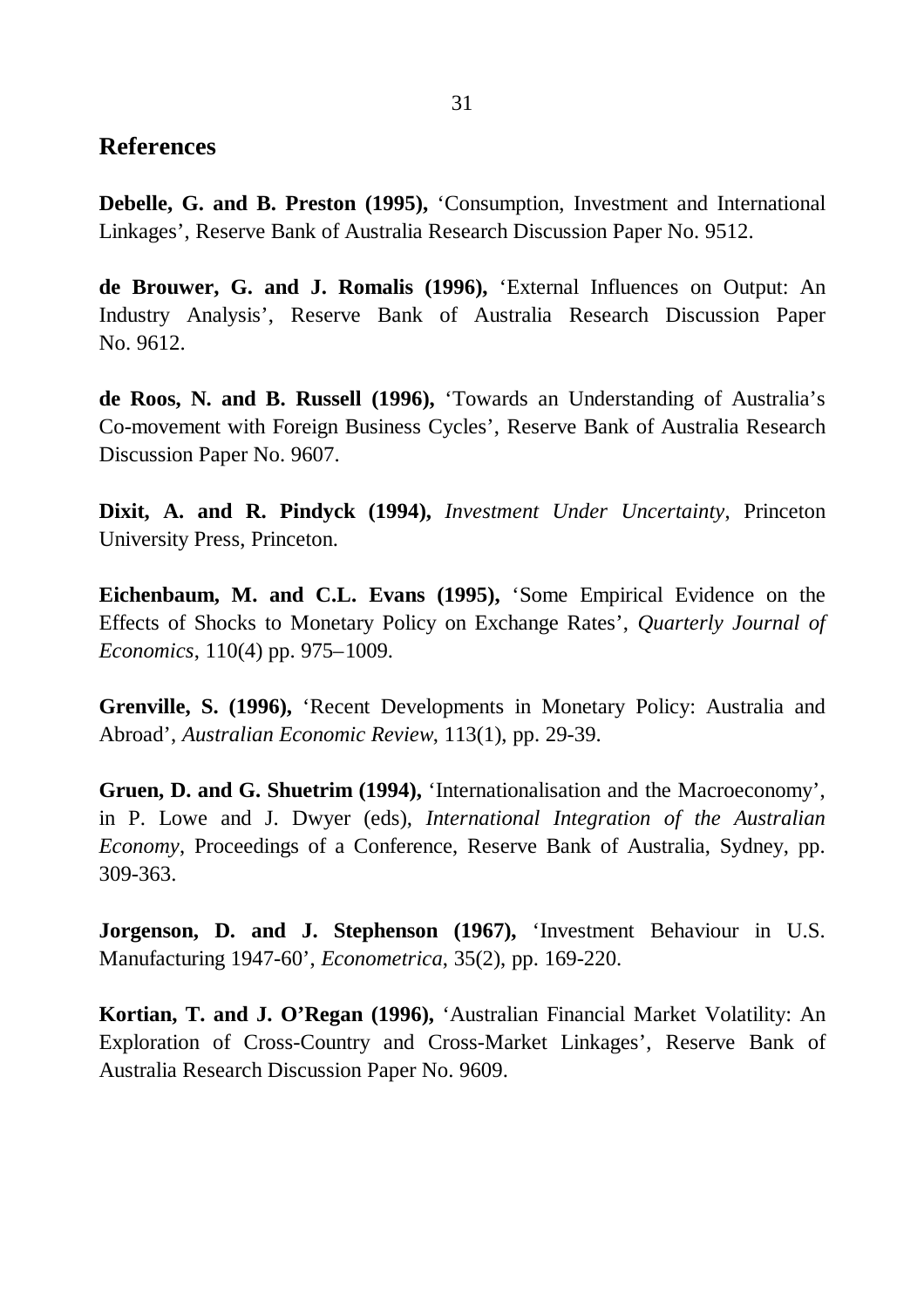## References

**Debelle, G. and B. Preston (1995),** 'Consumption, Investment and International Linkages', Reserve Bank of Australia Research Discussion Paper No. 9512.

**de Brouwer, G. and J. Romalis (1996),** 'External Influences on Output: An Industry Analysis', Reserve Bank of Australia Research Discussion Paper No. 9612.

**de Roos, N. and B. Russell (1996),** 'Towards an Understanding of Australia's Co-movement with Foreign Business Cycles', Reserve Bank of Australia Research Discussion Paper No. 9607.

**Dixit, A. and R. Pindyck (1994),** *Investment Under Uncertainty*, Princeton University Press, Princeton.

**Eichenbaum, M. and C.L. Evans (1995),** 'Some Empirical Evidence on the Effects of Shocks to Monetary Policy on Exchange Rates', *Quarterly Journal of Economics*, 110(4) pp. 975–1009.

**Grenville, S. (1996),** 'Recent Developments in Monetary Policy: Australia and Abroad', *Australian Economic Review*, 113(1), pp. 29-39.

**Gruen, D. and G. Shuetrim (1994),** 'Internationalisation and the Macroeconomy', in P. Lowe and J. Dwyer (eds), *International Integration of the Australian Economy*, Proceedings of a Conference, Reserve Bank of Australia, Sydney, pp. 309-363.

**Jorgenson, D. and J. Stephenson (1967),** 'Investment Behaviour in U.S. Manufacturing 1947-60', *Econometrica*, 35(2), pp. 169-220.

**Kortian, T. and J. O'Regan (1996),** 'Australian Financial Market Volatility: An Exploration of Cross-Country and Cross-Market Linkages', Reserve Bank of Australia Research Discussion Paper No. 9609.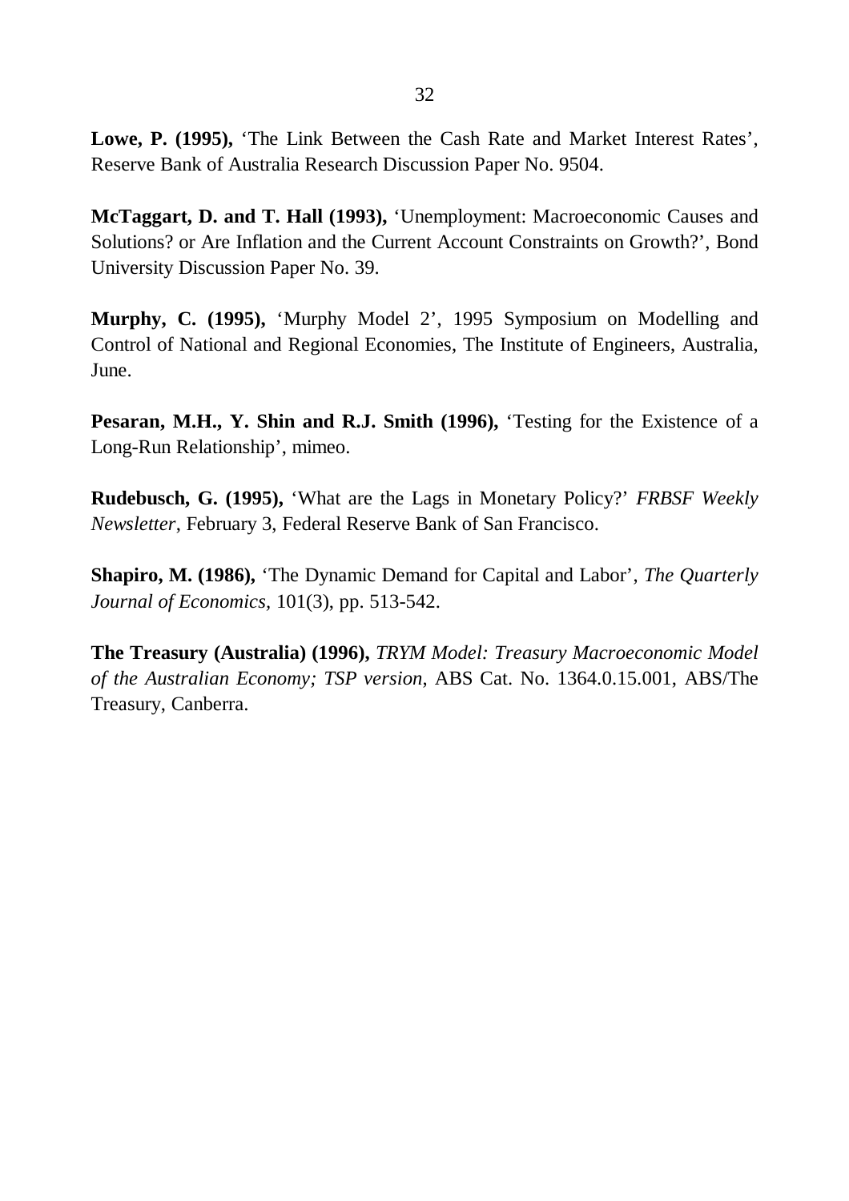**Lowe, P. (1995),** 'The Link Between the Cash Rate and Market Interest Rates', Reserve Bank of Australia Research Discussion Paper No. 9504.

**McTaggart, D. and T. Hall (1993),** 'Unemployment: Macroeconomic Causes and Solutions? or Are Inflation and the Current Account Constraints on Growth?', Bond University Discussion Paper No. 39.

**Murphy, C. (1995),** 'Murphy Model 2', 1995 Symposium on Modelling and Control of National and Regional Economies, The Institute of Engineers, Australia, June.

**Pesaran, M.H., Y. Shin and R.J. Smith (1996),** 'Testing for the Existence of a Long-Run Relationship', mimeo.

**Rudebusch, G. (1995),** 'What are the Lags in Monetary Policy?' *FRBSF Weekly Newsletter*, February 3, Federal Reserve Bank of San Francisco.

**Shapiro, M. (1986),** 'The Dynamic Demand for Capital and Labor', *The Quarterly Journal of Economics*, 101(3), pp. 513-542.

**The Treasury (Australia) (1996),** *TRYM Model: Treasury Macroeconomic Model of the Australian Economy; TSP version*, ABS Cat. No. 1364.0.15.001, ABS/The Treasury, Canberra.